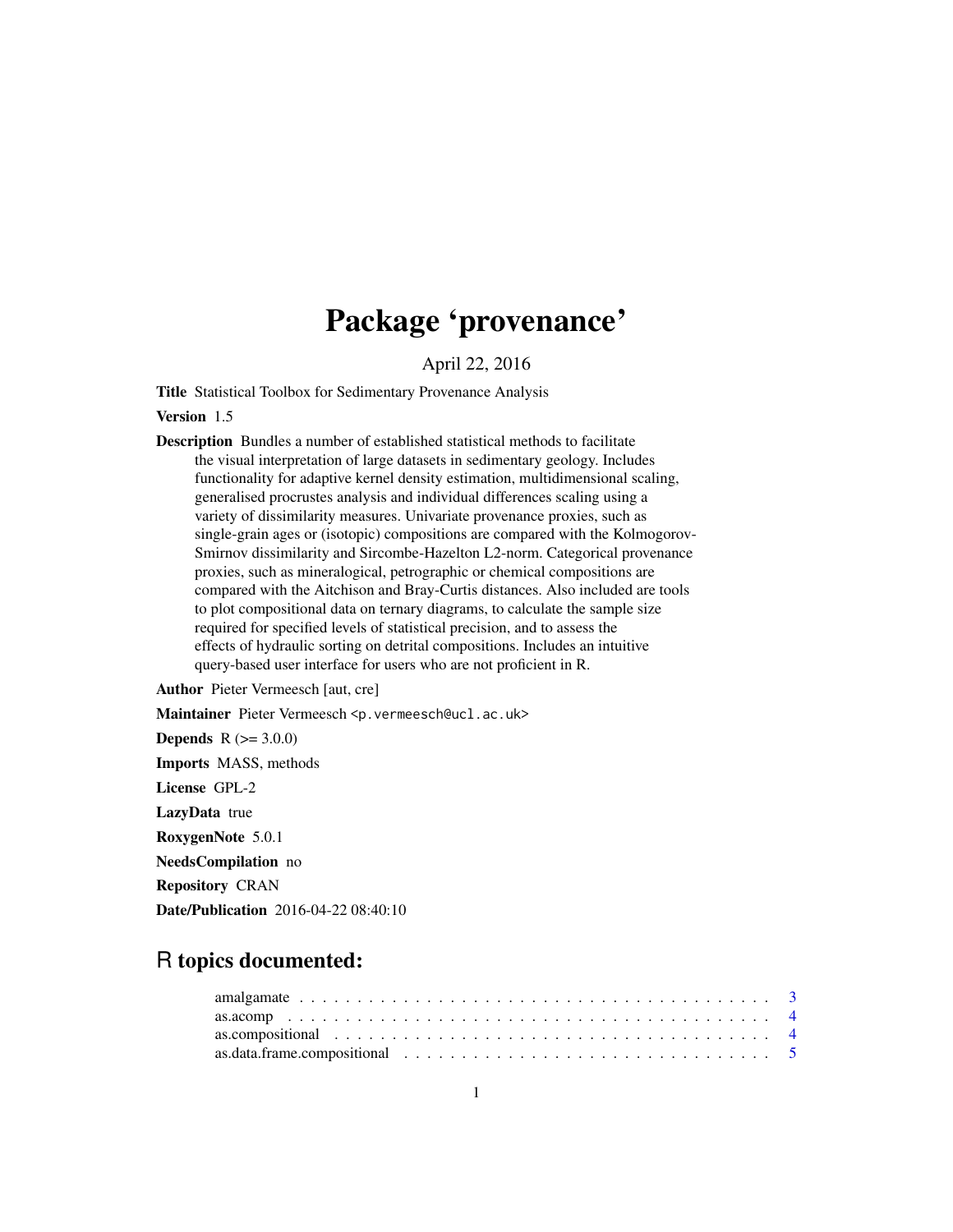# Package 'provenance'

April 22, 2016

**Title** Statistical Toolbox for Sedimentary Provenance Analysis

**Version** 1.5

**Description** Bundles a number of established statistical methods to facilitate the visual interpretation of large datasets in sedimentary geology. Includes functionality for adaptive kernel density estimation, multidimensional scaling, generalised procrustes analysis and individual differences scaling using a variety of dissimilarity measures. Univariate provenance proxies, such as single-grain ages or (isotopic) compositions are compared with the Kolmogorov-Smirnov dissimilarity and Sircombe-Hazelton L2-norm. Categorical provenance proxies, such as mineralogical, petrographic or chemical compositions are compared with the Aitchison and Bray-Curtis distances. Also included are tools to plot compositional data on ternary diagrams, to calculate the sample size required for specified levels of statistical precision, and to assess the effects of hydraulic sorting on detrital compositions. Includes an intuitive query-based user interface for users who are not proficient in R.

**Author** Pieter Vermeesch [aut, cre]

**Maintainer** Pieter Vermeesch <p.vermeesch@ucl.ac.uk>

**Depends** R (>= 3.0.0)

**Imports** MASS, methods

**License** GPL-2

**LazyData** true

**RoxygenNote** 5.0.1

**NeedsCompilation** no

**Repository** CRAN

**Date/Publication** 2016-04-22 08:40:10

## R topics documented:

amalgamate . . . . . . . . . . . . . . . . . . . . . . . . . . . . . . . . . . . . . . . . 3
as.acomp . . . . . . . . . . . . . . . . . . . . . . . . . . . . . . . . . . . . . . . . . 4
as.compositional . . . . . . . . . . . . . . . . . . . . . . . . . . . . . . . . . . . . . 4
as.data.frame.compositional . . . . . . . . . . . . . . . . . . . . . . . . . . . . . . . 5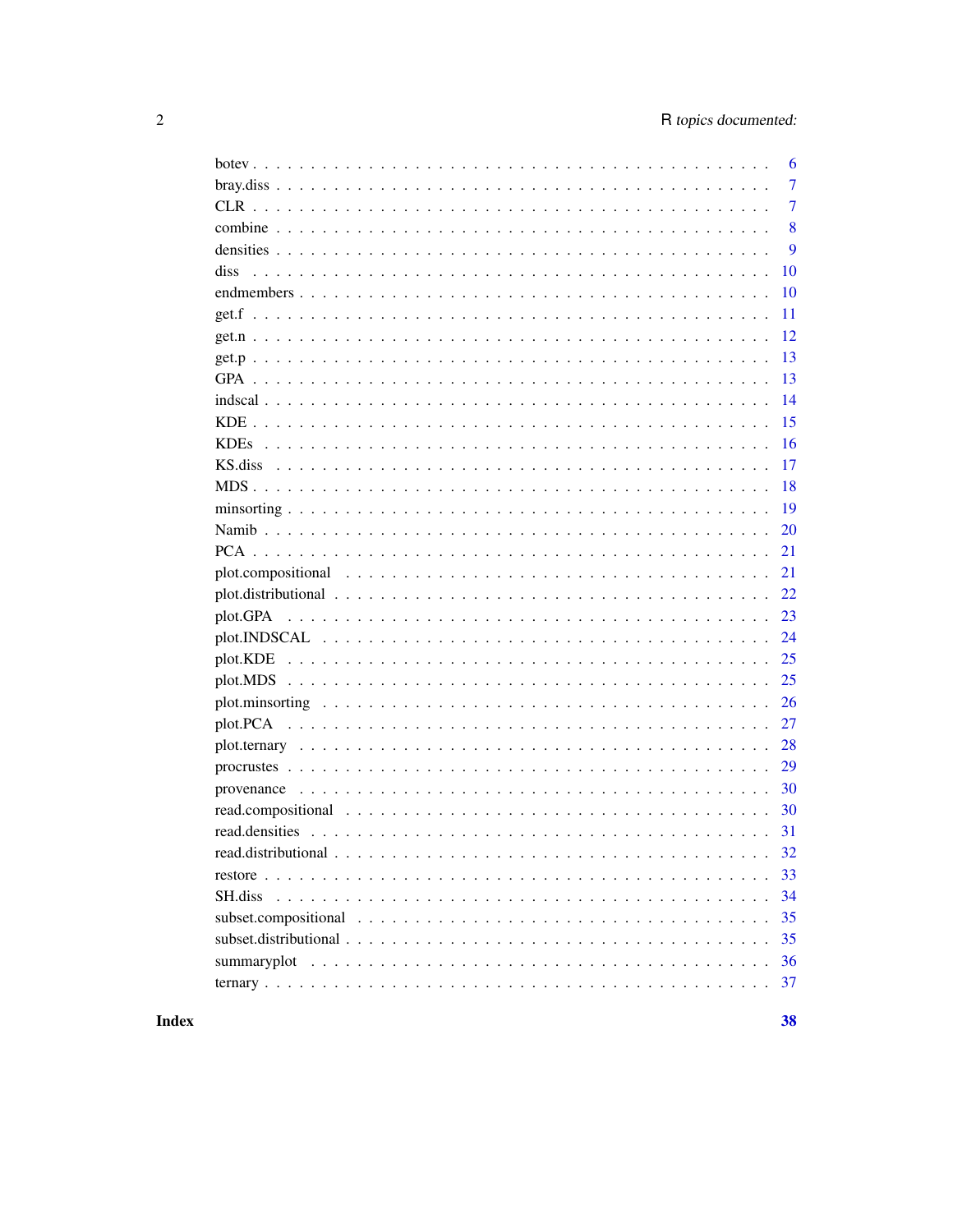| | |
|---|---|
| botev | 6 |
| bray.diss | 7 |
| CLR | 7 |
| combine | 8 |
| densities | 9 |
| diss | 10 |
| endmembers | 10 |
| get.f | 11 |
| get.n | 12 |
| get.p | 13 |
| GPA | 13 |
| indscal | 14 |
| KDE | 15 |
| KDEs | 16 |
| KS.diss | 17 |
| MDS | 18 |
| minsorting | 19 |
| Namib | 20 |
| PCA | 21 |
| plot.compositional | 21 |
| plot.distributional | 22 |
| plot.GPA | 23 |
| plot.INDSCAL | 24 |
| plot.KDE | 25 |
| plot.MDS | 25 |
| plot.minsorting | 26 |
| plot.PCA | 27 |
| plot.ternary | 28 |
| procrustes | 29 |
| provenance | 30 |
| read.compositional | 30 |
| read.densities | 31 |
| read.distributional | 32 |
| restore | 33 |
| SH.diss | 34 |
| subset.compositional | 35 |
| subset.distributional | 35 |
| summaryplot | 36 |
| ternary | 37 |

**Index** **38**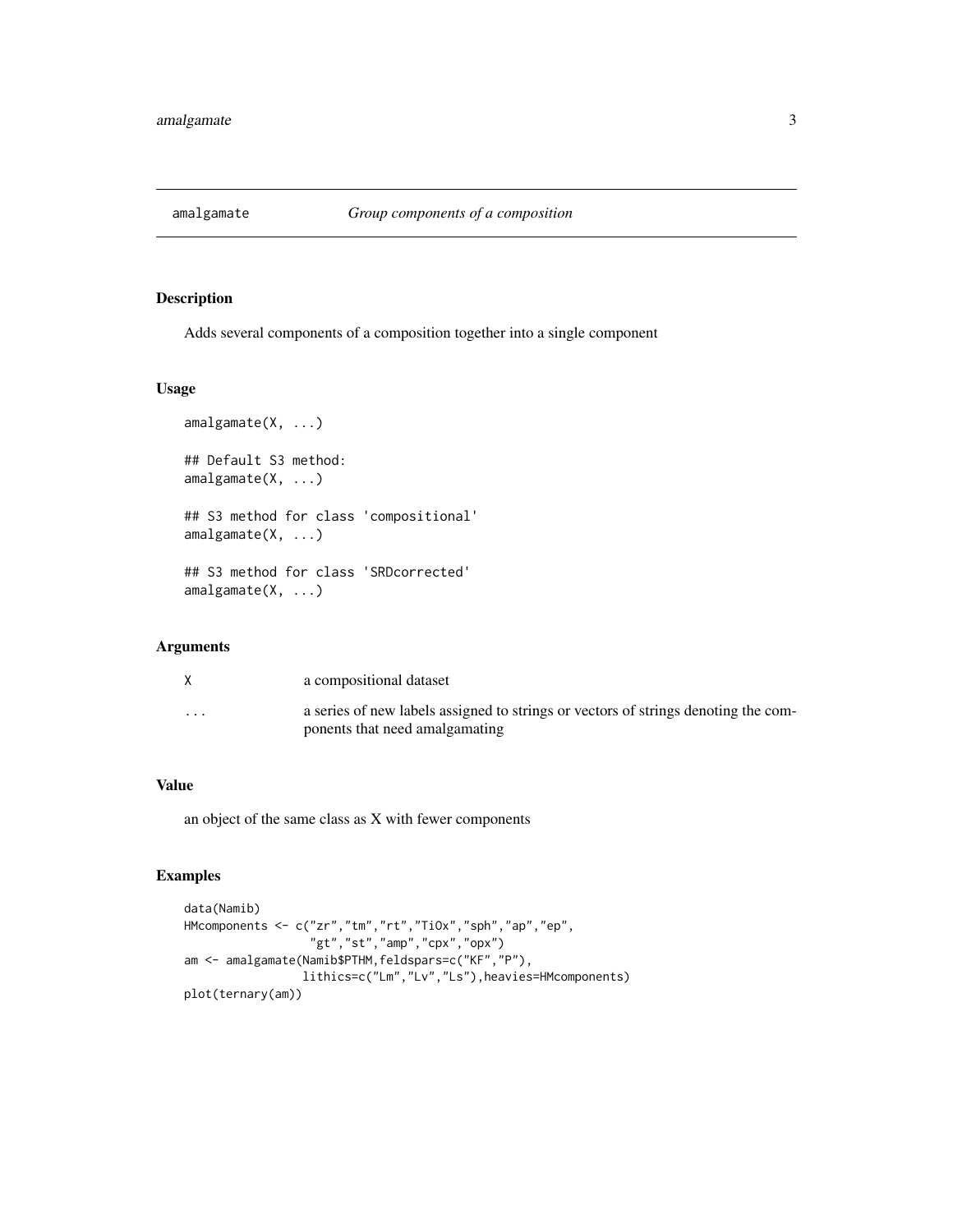# amalgamate — *Group components of a composition*

## Description

Adds several components of a composition together into a single component

## Usage

```
amalgamate(X, ...)

## Default S3 method:
amalgamate(X, ...)

## S3 method for class 'compositional'
amalgamate(X, ...)

## S3 method for class 'SRDcorrected'
amalgamate(X, ...)
```

## Arguments

| | |
|---|---|
| `X` | a compositional dataset |
| `...` | a series of new labels assigned to strings or vectors of strings denoting the components that need amalgamating |

## Value

an object of the same class as X with fewer components

## Examples

```
data(Namib)
HMcomponents <- c("zr","tm","rt","TiOx","sph","ap","ep",
                  "gt","st","amp","cpx","opx")
am <- amalgamate(Namib$PTHM,feldspars=c("KF","P"),
                 lithics=c("Lm","Lv","Ls"),heavies=HMcomponents)
plot(ternary(am))
```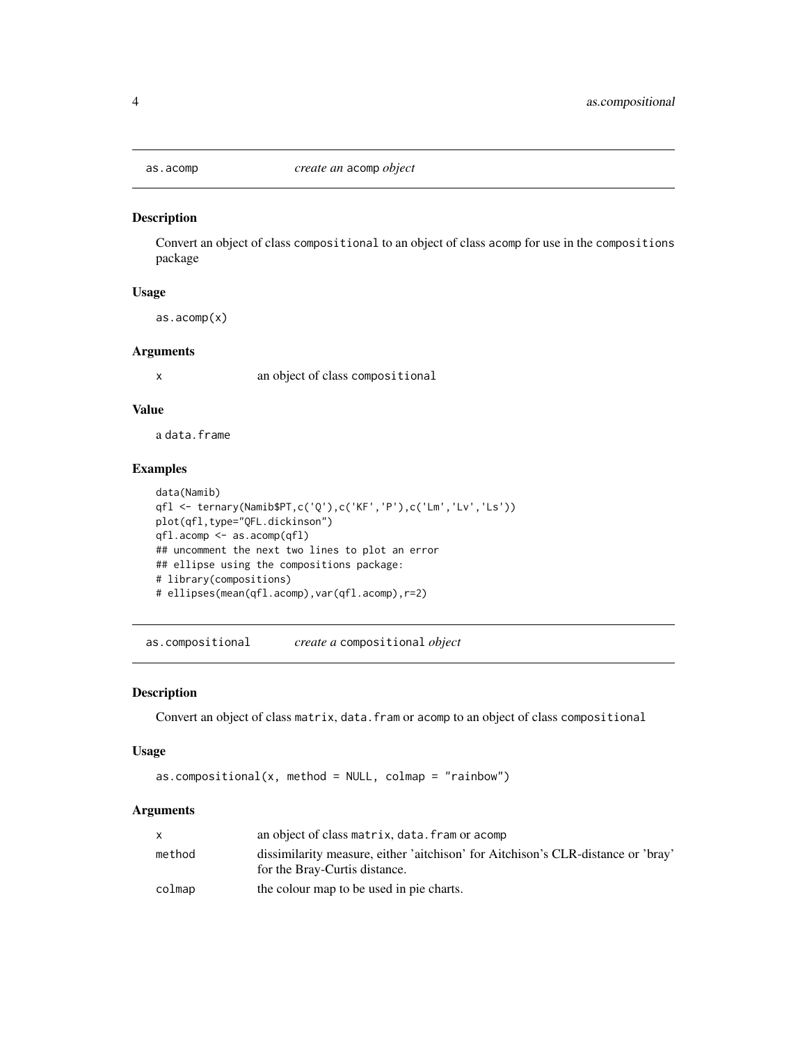## as.acomp *create an* acomp *object*

### Description

Convert an object of class compositional to an object of class acomp for use in the compositions package

### Usage

```
as.acomp(x)
```

### Arguments

| | |
|---|---|
| x | an object of class compositional |

### Value

a data.frame

### Examples

```
data(Namib)
qfl <- ternary(Namib$PT,c('Q'),c('KF','P'),c('Lm','Lv','Ls'))
plot(qfl,type="QFL.dickinson")
qfl.acomp <- as.acomp(qfl)
## uncomment the next two lines to plot an error
## ellipse using the compositions package:
# library(compositions)
# ellipses(mean(qfl.acomp),var(qfl.acomp),r=2)
```

## as.compositional *create a* compositional *object*

### Description

Convert an object of class matrix, data.fram or acomp to an object of class compositional

### Usage

```
as.compositional(x, method = NULL, colmap = "rainbow")
```

### Arguments

| | |
|---|---|
| x | an object of class matrix, data.fram or acomp |
| method | dissimilarity measure, either 'aitchison' for Aitchison's CLR-distance or 'bray' for the Bray-Curtis distance. |
| colmap | the colour map to be used in pie charts. |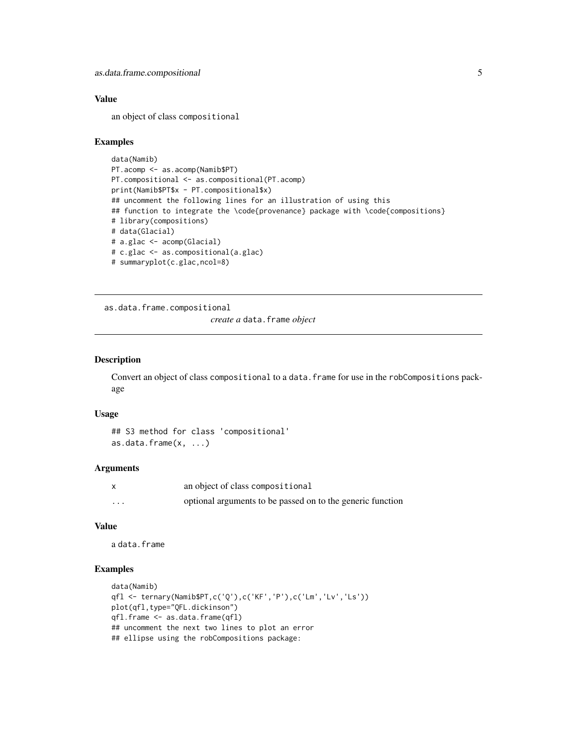### Value

an object of class compositional

### Examples

```
data(Namib)
PT.acomp <- as.acomp(Namib$PT)
PT.compositional <- as.compositional(PT.acomp)
print(Namib$PT$x - PT.compositional$x)
## uncomment the following lines for an illustration of using this
## function to integrate the \code{provenance} package with \code{compositions}
# library(compositions)
# data(Glacial)
# a.glac <- acomp(Glacial)
# c.glac <- as.compositional(a.glac)
# summaryplot(c.glac,ncol=8)
```

---

## as.data.frame.compositional — *create a* data.frame *object*

---

### Description

Convert an object of class compositional to a data.frame for use in the robCompositions package

### Usage

```
## S3 method for class 'compositional'
as.data.frame(x, ...)
```

### Arguments

| | |
|---|---|
| x | an object of class compositional |
| ... | optional arguments to be passed on to the generic function |

### Value

a data.frame

### Examples

```
data(Namib)
qfl <- ternary(Namib$PT,c('Q'),c('KF','P'),c('Lm','Lv','Ls'))
plot(qfl,type="QFL.dickinson")
qfl.frame <- as.data.frame(qfl)
## uncomment the next two lines to plot an error
## ellipse using the robCompositions package:
```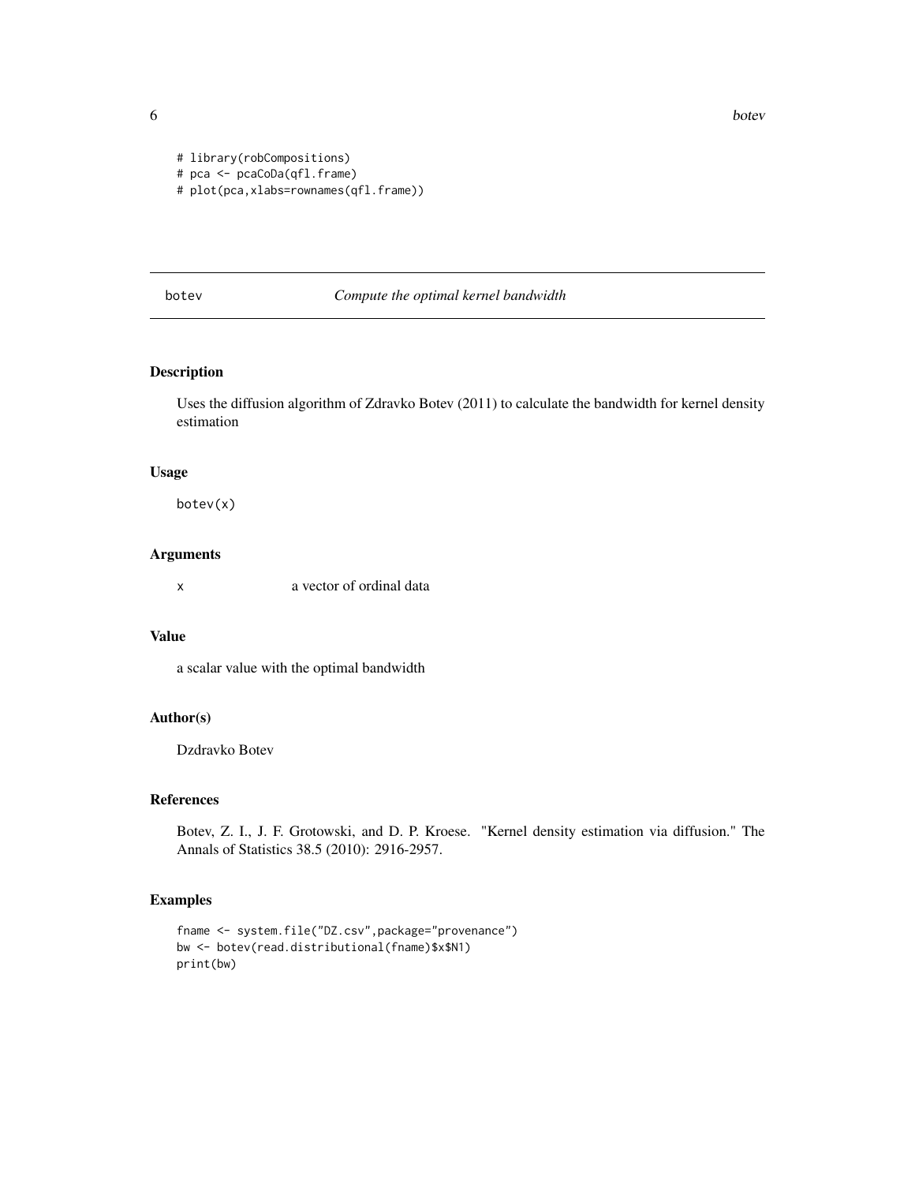```
# library(robCompositions)
# pca <- pcaCoDa(qfl.frame)
# plot(pca,xlabs=rownames(qfl.frame))
```

---

## botev — *Compute the optimal kernel bandwidth*

---

### Description

Uses the diffusion algorithm of Zdravko Botev (2011) to calculate the bandwidth for kernel density estimation

### Usage

```
botev(x)
```

### Arguments

| | |
|---|---|
| x | a vector of ordinal data |

### Value

a scalar value with the optimal bandwidth

### Author(s)

Dzdravko Botev

### References

Botev, Z. I., J. F. Grotowski, and D. P. Kroese. "Kernel density estimation via diffusion." The Annals of Statistics 38.5 (2010): 2916-2957.

### Examples

```
fname <- system.file("DZ.csv",package="provenance")
bw <- botev(read.distributional(fname)$x$N1)
print(bw)
```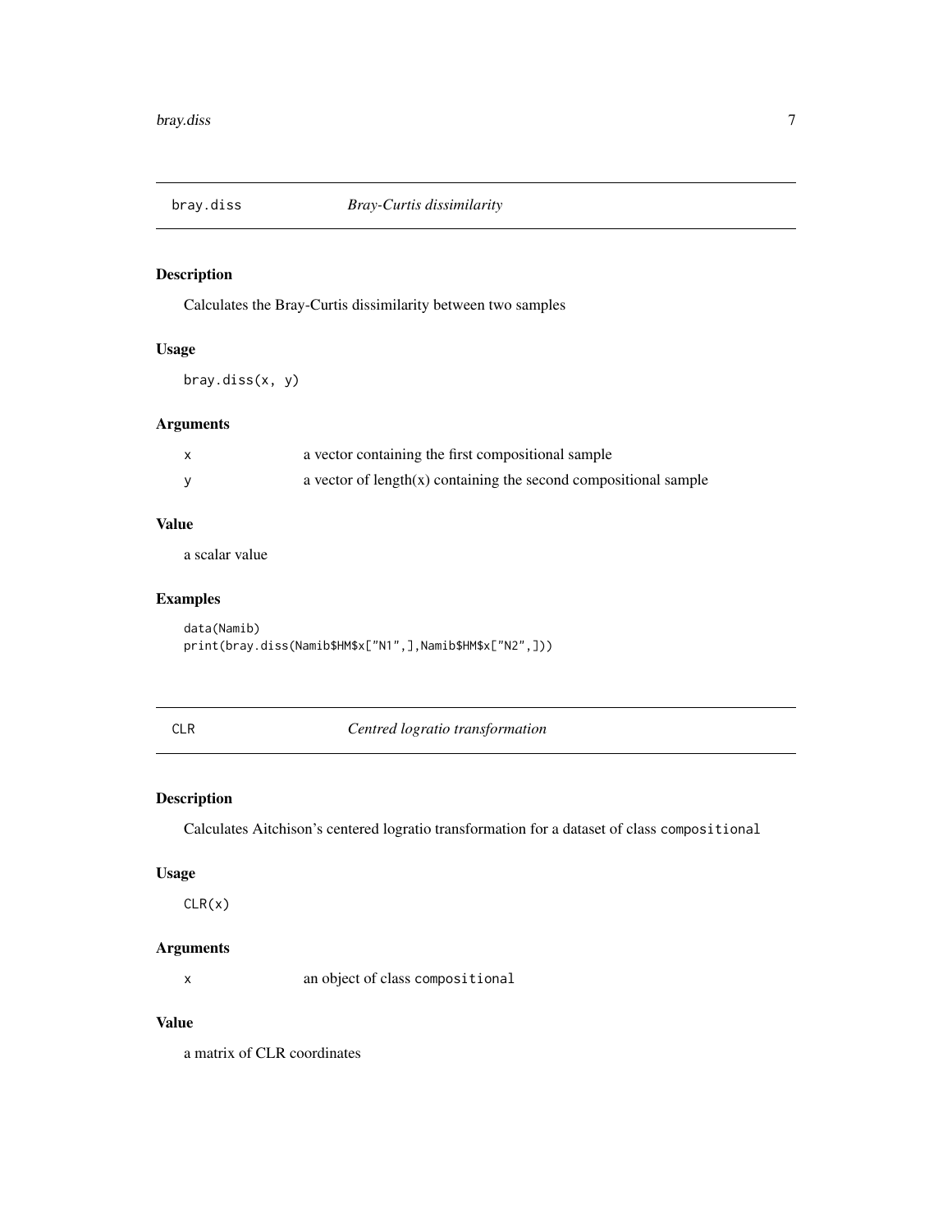## bray.diss — *Bray-Curtis dissimilarity*

### Description

Calculates the Bray-Curtis dissimilarity between two samples

### Usage

```
bray.diss(x, y)
```

### Arguments

| | |
|---|---|
| x | a vector containing the first compositional sample |
| y | a vector of length(x) containing the second compositional sample |

### Value

a scalar value

### Examples

```
data(Namib)
print(bray.diss(Namib$HM$x["N1",],Namib$HM$x["N2",]))
```

## CLR — *Centred logratio transformation*

### Description

Calculates Aitchison's centered logratio transformation for a dataset of class `compositional`

### Usage

```
CLR(x)
```

### Arguments

| | |
|---|---|
| x | an object of class `compositional` |

### Value

a matrix of CLR coordinates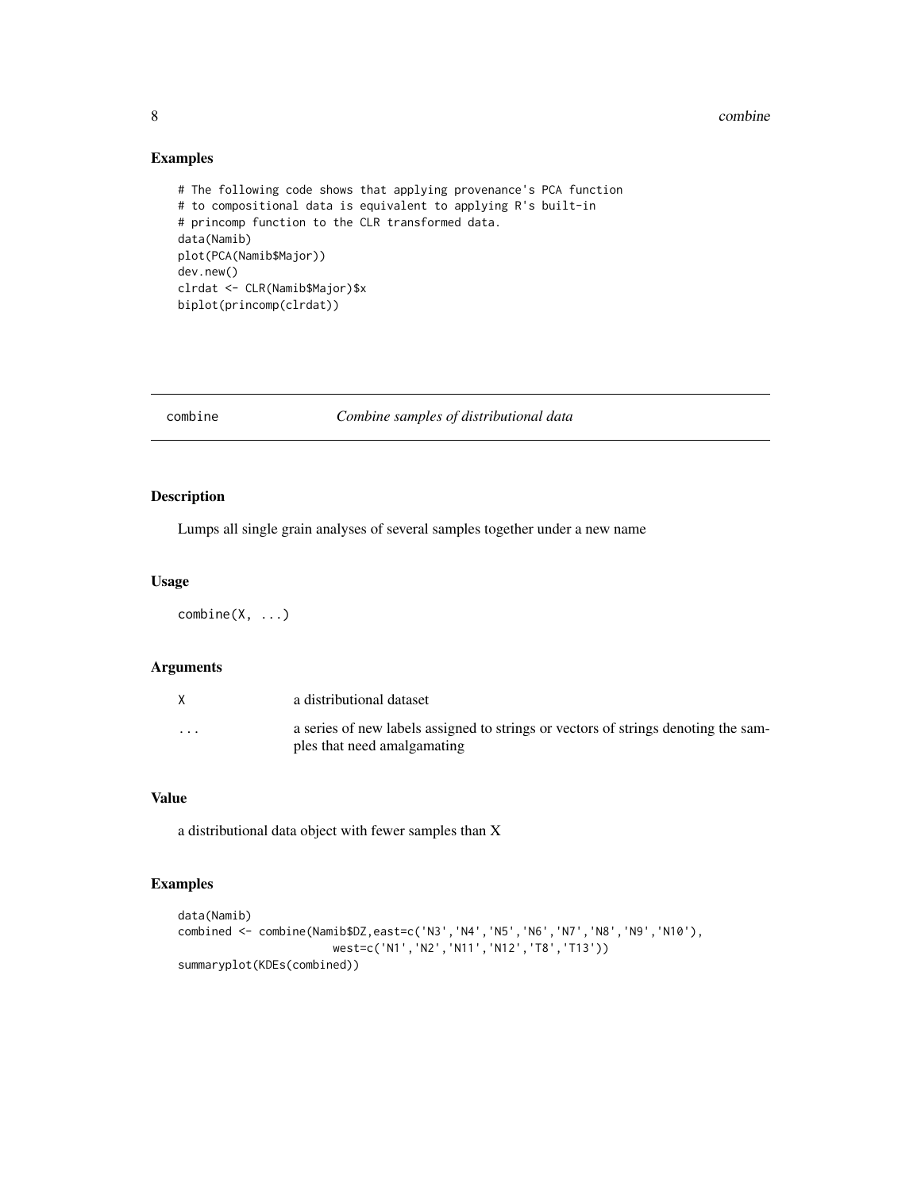## Examples

```
# The following code shows that applying provenance's PCA function
# to compositional data is equivalent to applying R's built-in
# princomp function to the CLR transformed data.
data(Namib)
plot(PCA(Namib$Major))
dev.new()
clrdat <- CLR(Namib$Major)$x
biplot(princomp(clrdat))
```

---

# combine *Combine samples of distributional data*

---

## Description

Lumps all single grain analyses of several samples together under a new name

## Usage

```
combine(X, ...)
```

## Arguments

| | |
|---|---|
| X | a distributional dataset |
| ... | a series of new labels assigned to strings or vectors of strings denoting the samples that need amalgamating |

## Value

a distributional data object with fewer samples than X

## Examples

```
data(Namib)
combined <- combine(Namib$DZ,east=c('N3','N4','N5','N6','N7','N8','N9','N10'),
                    west=c('N1','N2','N11','N12','T8','T13'))
summaryplot(KDEs(combined))
```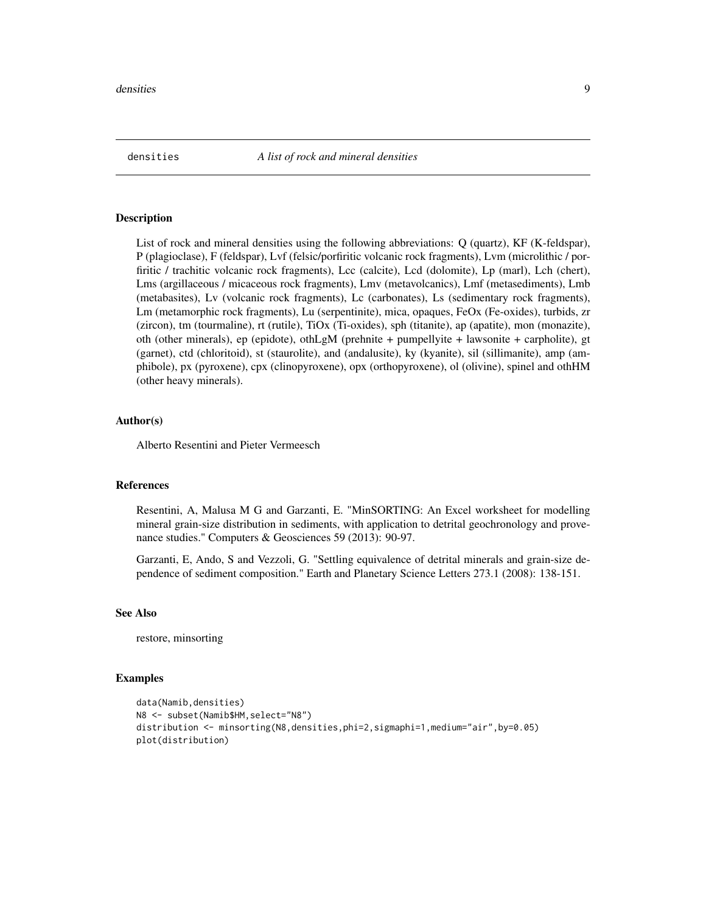# densities — *A list of rock and mineral densities*

## Description

List of rock and mineral densities using the following abbreviations: Q (quartz), KF (K-feldspar), P (plagioclase), F (feldspar), Lvf (felsic/porfiritic volcanic rock fragments), Lvm (microlithic / porfiritic / trachitic volcanic rock fragments), Lcc (calcite), Lcd (dolomite), Lp (marl), Lch (chert), Lms (argillaceous / micaceous rock fragments), Lmv (metavolcanics), Lmf (metasediments), Lmb (metabasites), Lv (volcanic rock fragments), Lc (carbonates), Ls (sedimentary rock fragments), Lm (metamorphic rock fragments), Lu (serpentinite), mica, opaques, FeOx (Fe-oxides), turbids, zr (zircon), tm (tourmaline), rt (rutile), TiOx (Ti-oxides), sph (titanite), ap (apatite), mon (monazite), oth (other minerals), ep (epidote), othLgM (prehnite + pumpellyite + lawsonite + carpholite), gt (garnet), ctd (chloritoid), st (staurolite), and (andalusite), ky (kyanite), sil (sillimanite), amp (amphibole), px (pyroxene), cpx (clinopyroxene), opx (orthopyroxene), ol (olivine), spinel and othHM (other heavy minerals).

## Author(s)

Alberto Resentini and Pieter Vermeesch

## References

Resentini, A, Malusa M G and Garzanti, E. "MinSORTING: An Excel worksheet for modelling mineral grain-size distribution in sediments, with application to detrital geochronology and provenance studies." Computers & Geosciences 59 (2013): 90-97.

Garzanti, E, Ando, S and Vezzoli, G. "Settling equivalence of detrital minerals and grain-size dependence of sediment composition." Earth and Planetary Science Letters 273.1 (2008): 138-151.

## See Also

restore, minsorting

## Examples

```
data(Namib,densities)
N8 <- subset(Namib$HM,select="N8")
distribution <- minsorting(N8,densities,phi=2,sigmaphi=1,medium="air",by=0.05)
plot(distribution)
```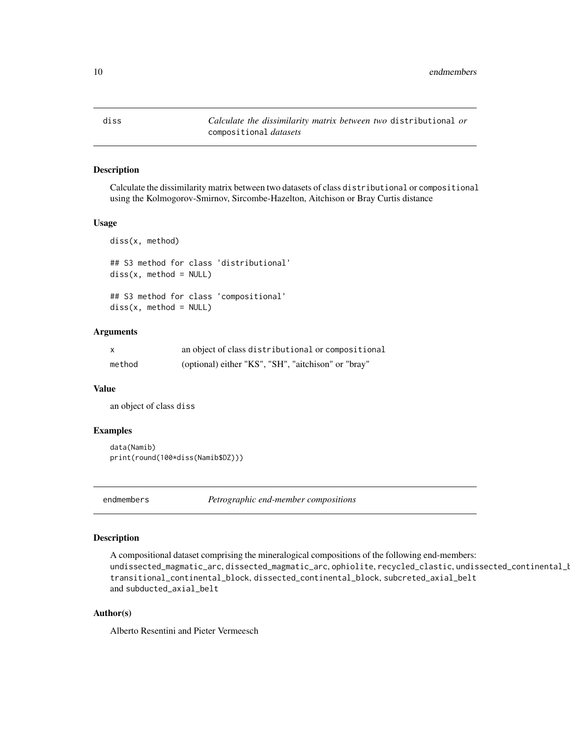## diss — *Calculate the dissimilarity matrix between two* `distributional` *or* `compositional` *datasets*

### Description

Calculate the dissimilarity matrix between two datasets of class `distributional` or `compositional` using the Kolmogorov-Smirnov, Sircombe-Hazelton, Aitchison or Bray Curtis distance

### Usage

```
diss(x, method)

## S3 method for class 'distributional'
diss(x, method = NULL)

## S3 method for class 'compositional'
diss(x, method = NULL)
```

### Arguments

| | |
|---|---|
| x | an object of class `distributional` or `compositional` |
| method | (optional) either "KS", "SH", "aitchison" or "bray" |

### Value

an object of class `diss`

### Examples

```
data(Namib)
print(round(100*diss(Namib$DZ)))
```

## endmembers — *Petrographic end-member compositions*

### Description

A compositional dataset comprising the mineralogical compositions of the following end-members: `undissected_magmatic_arc`, `dissected_magmatic_arc`, `ophiolite`, `recycled_clastic`, `undissected_continental_b` `transitional_continental_block`, `dissected_continental_block`, `subcreted_axial_belt` and `subducted_axial_belt`

### Author(s)

Alberto Resentini and Pieter Vermeesch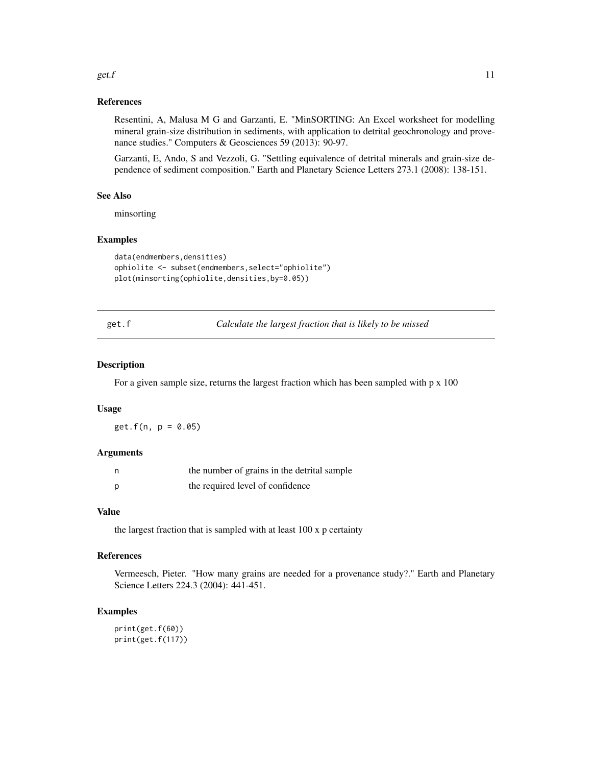### References

Resentini, A, Malusa M G and Garzanti, E. "MinSORTING: An Excel worksheet for modelling mineral grain-size distribution in sediments, with application to detrital geochronology and provenance studies." Computers & Geosciences 59 (2013): 90-97.

Garzanti, E, Ando, S and Vezzoli, G. "Settling equivalence of detrital minerals and grain-size dependence of sediment composition." Earth and Planetary Science Letters 273.1 (2008): 138-151.

### See Also

minsorting

### Examples

```
data(endmembers,densities)
ophiolite <- subset(endmembers,select="ophiolite")
plot(minsorting(ophiolite,densities,by=0.05))
```

---

## get.f — *Calculate the largest fraction that is likely to be missed*

---

### Description

For a given sample size, returns the largest fraction which has been sampled with p x 100

### Usage

```
get.f(n, p = 0.05)
```

### Arguments

| | |
|---|---|
| n | the number of grains in the detrital sample |
| p | the required level of confidence |

### Value

the largest fraction that is sampled with at least 100 x p certainty

### References

Vermeesch, Pieter. "How many grains are needed for a provenance study?." Earth and Planetary Science Letters 224.3 (2004): 441-451.

### Examples

```
print(get.f(60))
print(get.f(117))
```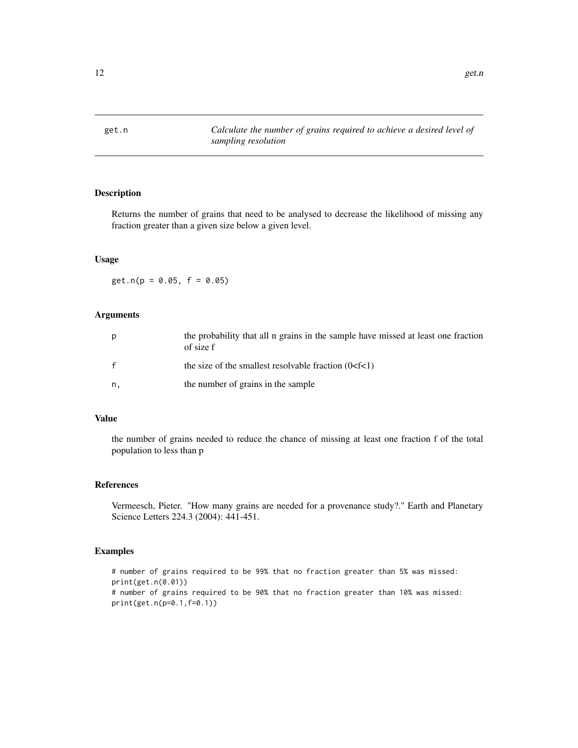## get.n

*Calculate the number of grains required to achieve a desired level of sampling resolution*

### Description

Returns the number of grains that need to be analysed to decrease the likelihood of missing any fraction greater than a given size below a given level.

### Usage

```
get.n(p = 0.05, f = 0.05)
```

### Arguments

| | |
|---|---|
| p | the probability that all n grains in the sample have missed at least one fraction of size f |
| f | the size of the smallest resolvable fraction (0<f<1) |
| n, | the number of grains in the sample |

### Value

the number of grains needed to reduce the chance of missing at least one fraction f of the total population to less than p

### References

Vermeesch, Pieter. "How many grains are needed for a provenance study?." Earth and Planetary Science Letters 224.3 (2004): 441-451.

### Examples

```
# number of grains required to be 99% that no fraction greater than 5% was missed:
print(get.n(0.01))
# number of grains required to be 90% that no fraction greater than 10% was missed:
print(get.n(p=0.1,f=0.1))
```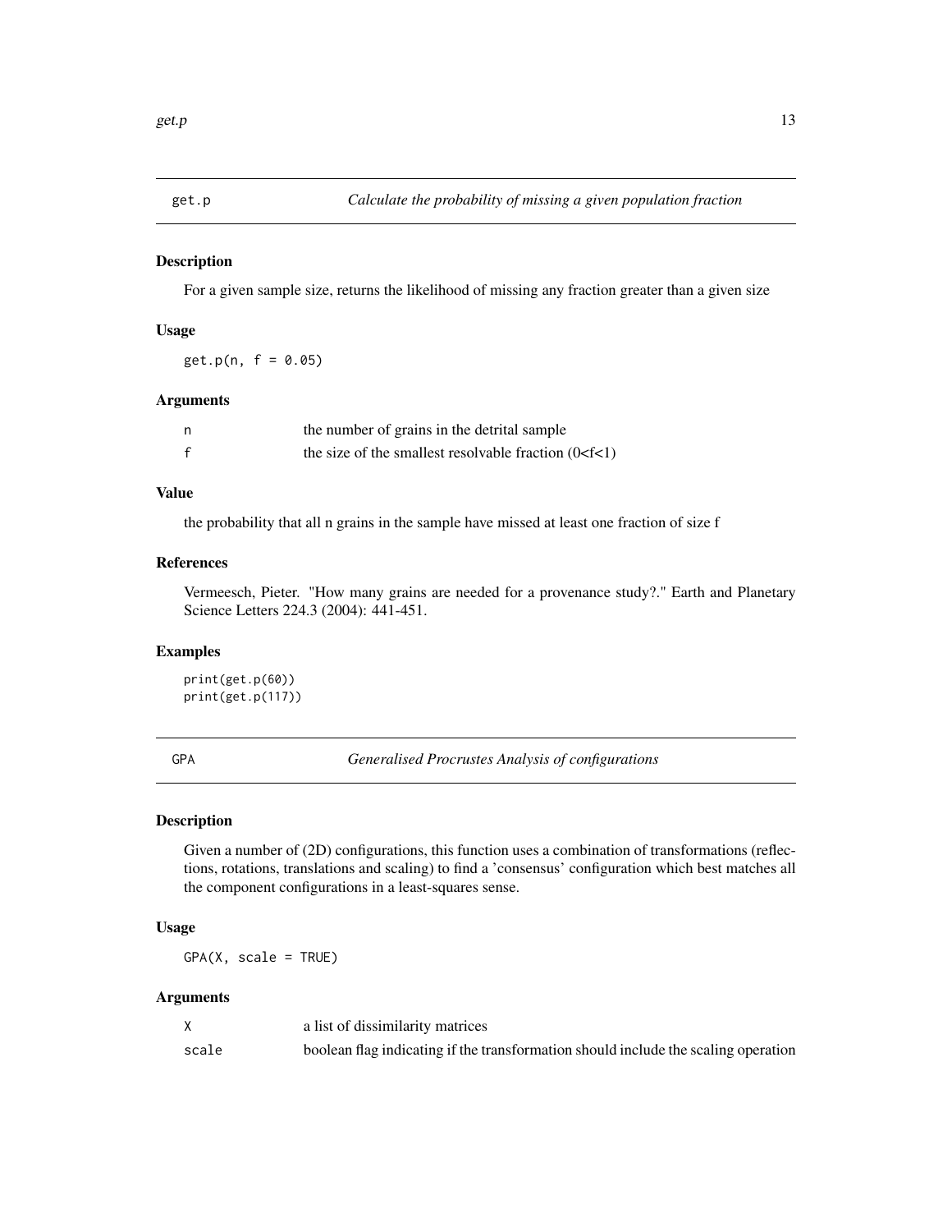## get.p — *Calculate the probability of missing a given population fraction*

### Description

For a given sample size, returns the likelihood of missing any fraction greater than a given size

### Usage

```
get.p(n, f = 0.05)
```

### Arguments

| | |
|---|---|
| n | the number of grains in the detrital sample |
| f | the size of the smallest resolvable fraction (0<f<1) |

### Value

the probability that all n grains in the sample have missed at least one fraction of size f

### References

Vermeesch, Pieter. "How many grains are needed for a provenance study?." Earth and Planetary Science Letters 224.3 (2004): 441-451.

### Examples

```
print(get.p(60))
print(get.p(117))
```

## GPA — *Generalised Procrustes Analysis of configurations*

### Description

Given a number of (2D) configurations, this function uses a combination of transformations (reflections, rotations, translations and scaling) to find a 'consensus' configuration which best matches all the component configurations in a least-squares sense.

### Usage

```
GPA(X, scale = TRUE)
```

### Arguments

| | |
|---|---|
| X | a list of dissimilarity matrices |
| scale | boolean flag indicating if the transformation should include the scaling operation |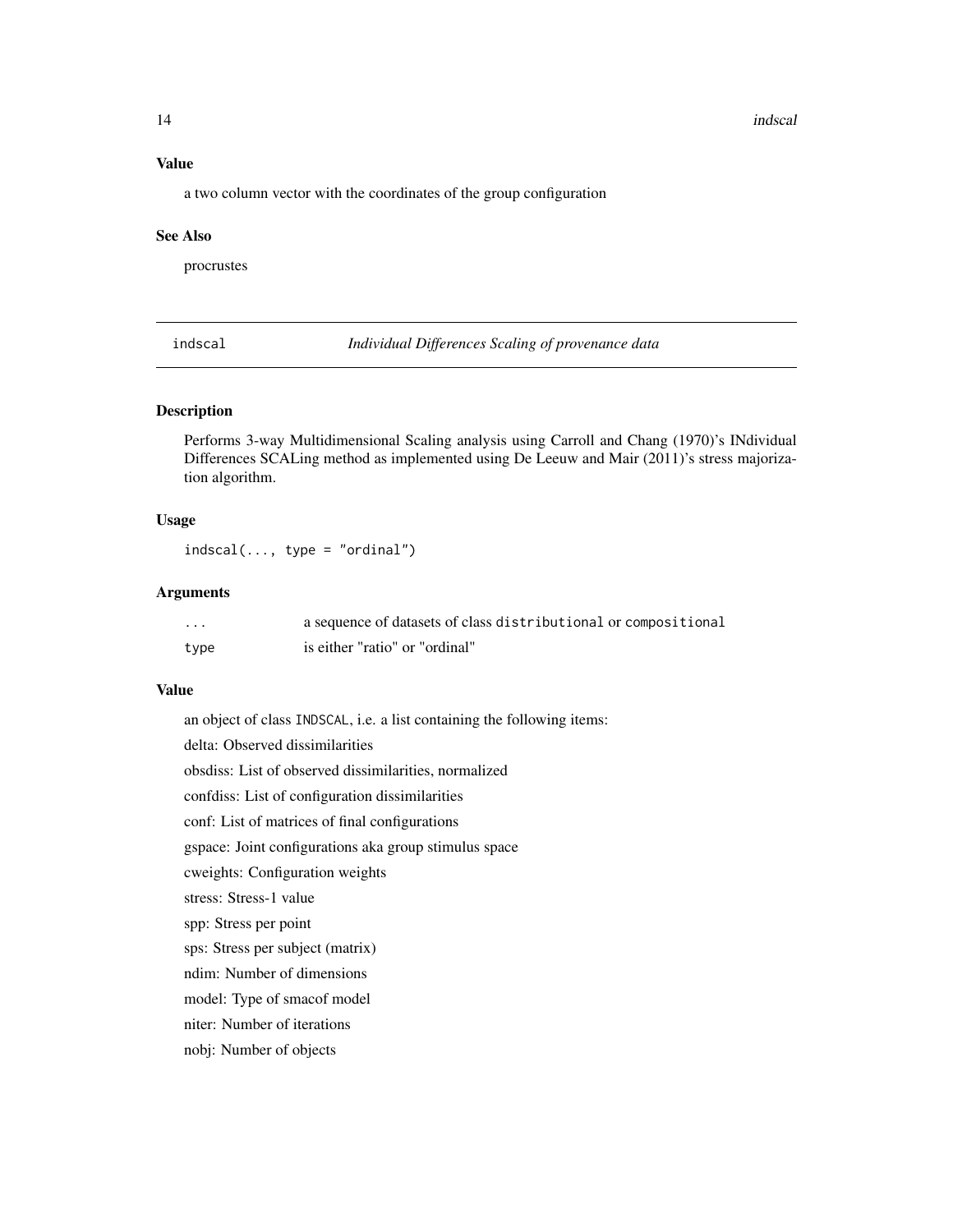### Value

a two column vector with the coordinates of the group configuration

### See Also

procrustes

---

## indscal — *Individual Differences Scaling of provenance data*

### Description

Performs 3-way Multidimensional Scaling analysis using Carroll and Chang (1970)'s INdividual Differences SCALing method as implemented using De Leeuw and Mair (2011)'s stress majorization algorithm.

### Usage

```
indscal(..., type = "ordinal")
```

### Arguments

| | |
|---|---|
| `...` | a sequence of datasets of class `distributional` or `compositional` |
| `type` | is either "ratio" or "ordinal" |

### Value

an object of class `INDSCAL`, i.e. a list containing the following items:

delta: Observed dissimilarities

obsdiss: List of observed dissimilarities, normalized

confdiss: List of configuration dissimilarities

conf: List of matrices of final configurations

gspace: Joint configurations aka group stimulus space

cweights: Configuration weights

stress: Stress-1 value

spp: Stress per point

sps: Stress per subject (matrix)

ndim: Number of dimensions

model: Type of smacof model

niter: Number of iterations

nobj: Number of objects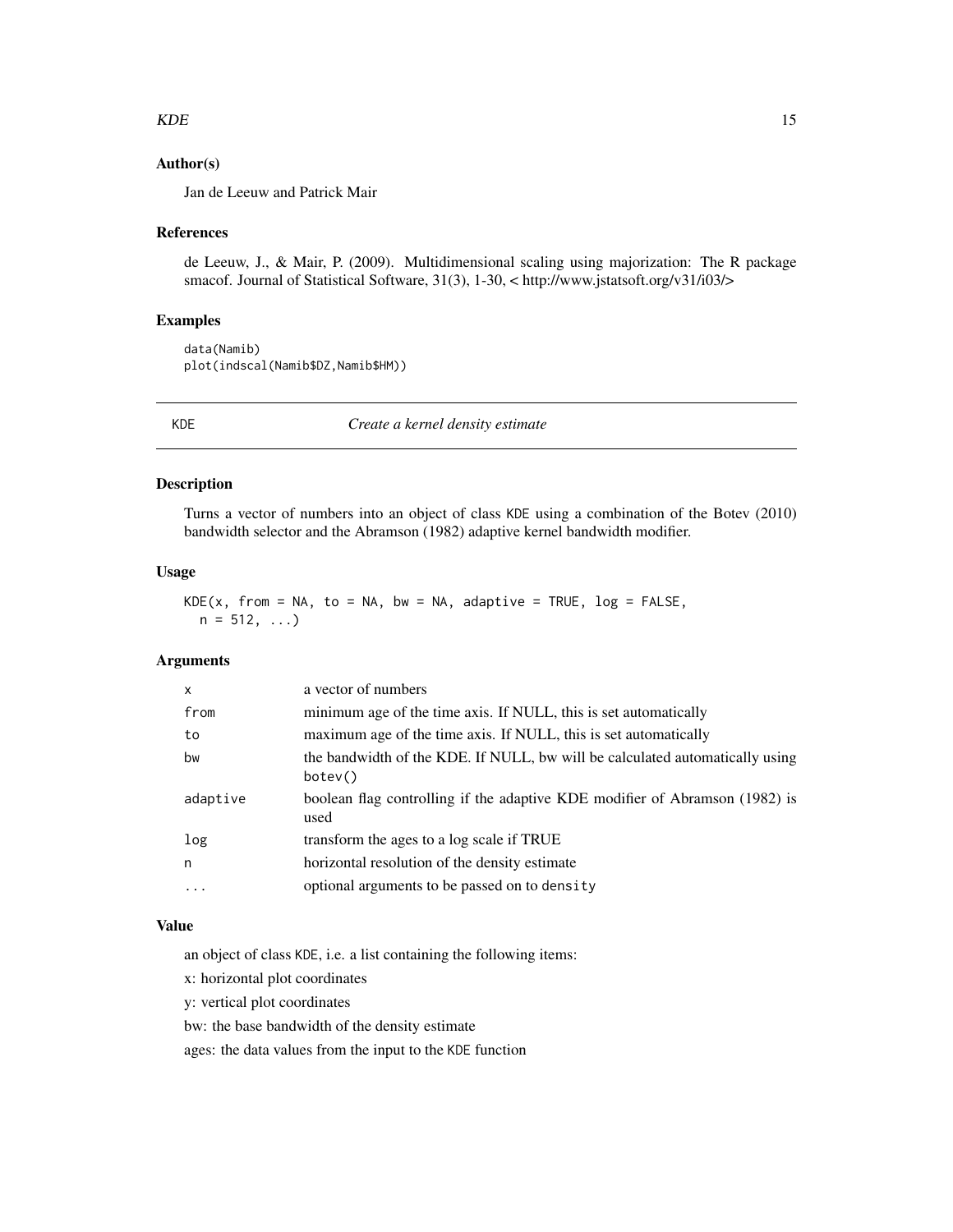### Author(s)

Jan de Leeuw and Patrick Mair

### References

de Leeuw, J., & Mair, P. (2009). Multidimensional scaling using majorization: The R package smacof. Journal of Statistical Software, 31(3), 1-30, < http://www.jstatsoft.org/v31/i03/>

### Examples

```
data(Namib)
plot(indscal(Namib$DZ,Namib$HM))
```

---

## KDE — *Create a kernel density estimate*

---

### Description

Turns a vector of numbers into an object of class KDE using a combination of the Botev (2010) bandwidth selector and the Abramson (1982) adaptive kernel bandwidth modifier.

### Usage

```
KDE(x, from = NA, to = NA, bw = NA, adaptive = TRUE, log = FALSE,
  n = 512, ...)
```

### Arguments

| | |
|---|---|
| x | a vector of numbers |
| from | minimum age of the time axis. If NULL, this is set automatically |
| to | maximum age of the time axis. If NULL, this is set automatically |
| bw | the bandwidth of the KDE. If NULL, bw will be calculated automatically using botev() |
| adaptive | boolean flag controlling if the adaptive KDE modifier of Abramson (1982) is used |
| log | transform the ages to a log scale if TRUE |
| n | horizontal resolution of the density estimate |
| ... | optional arguments to be passed on to density |

### Value

an object of class KDE, i.e. a list containing the following items:

x: horizontal plot coordinates

y: vertical plot coordinates

bw: the base bandwidth of the density estimate

ages: the data values from the input to the KDE function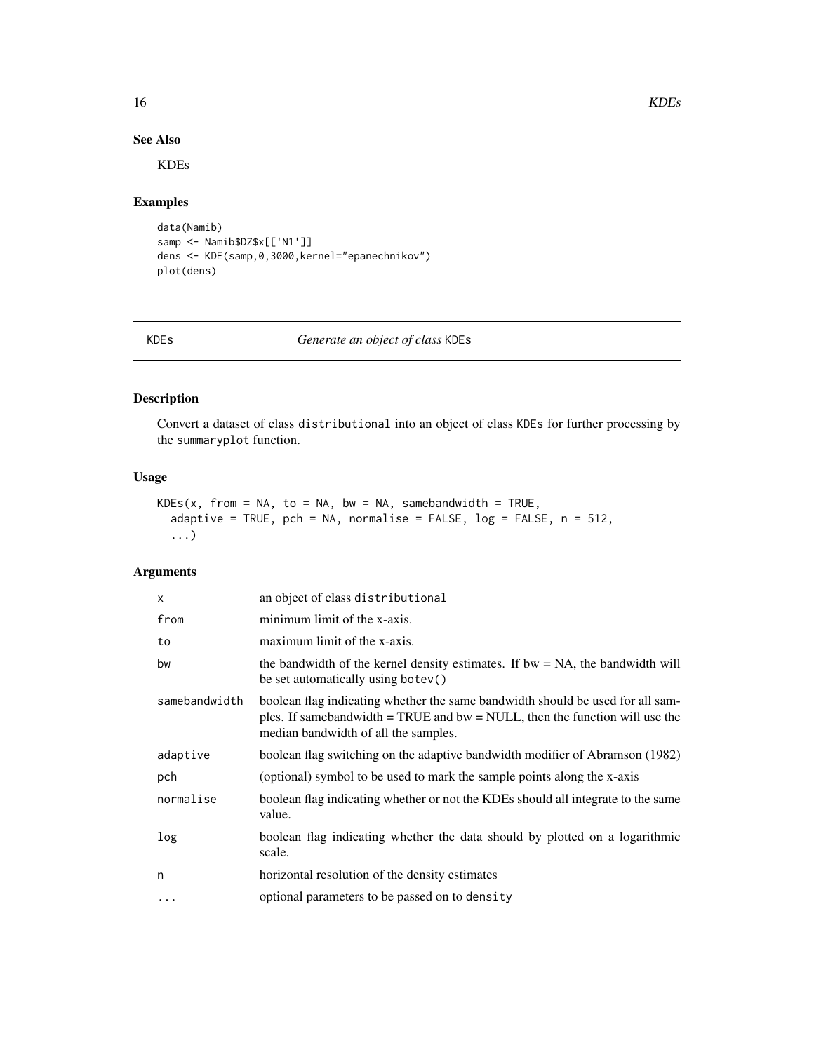## See Also

KDEs

## Examples

```
data(Namib)
samp <- Namib$DZ$x[['N1']]
dens <- KDE(samp,0,3000,kernel="epanechnikov")
plot(dens)
```

---

# KDEs — *Generate an object of class* KDEs

## Description

Convert a dataset of class distributional into an object of class KDEs for further processing by the summaryplot function.

## Usage

```
KDEs(x, from = NA, to = NA, bw = NA, samebandwidth = TRUE,
  adaptive = TRUE, pch = NA, normalise = FALSE, log = FALSE, n = 512,
  ...)
```

## Arguments

| | |
|---|---|
| x | an object of class distributional |
| from | minimum limit of the x-axis. |
| to | maximum limit of the x-axis. |
| bw | the bandwidth of the kernel density estimates. If bw = NA, the bandwidth will be set automatically using botev() |
| samebandwidth | boolean flag indicating whether the same bandwidth should be used for all samples. If samebandwidth = TRUE and bw = NULL, then the function will use the median bandwidth of all the samples. |
| adaptive | boolean flag switching on the adaptive bandwidth modifier of Abramson (1982) |
| pch | (optional) symbol to be used to mark the sample points along the x-axis |
| normalise | boolean flag indicating whether or not the KDEs should all integrate to the same value. |
| log | boolean flag indicating whether the data should by plotted on a logarithmic scale. |
| n | horizontal resolution of the density estimates |
| ... | optional parameters to be passed on to density |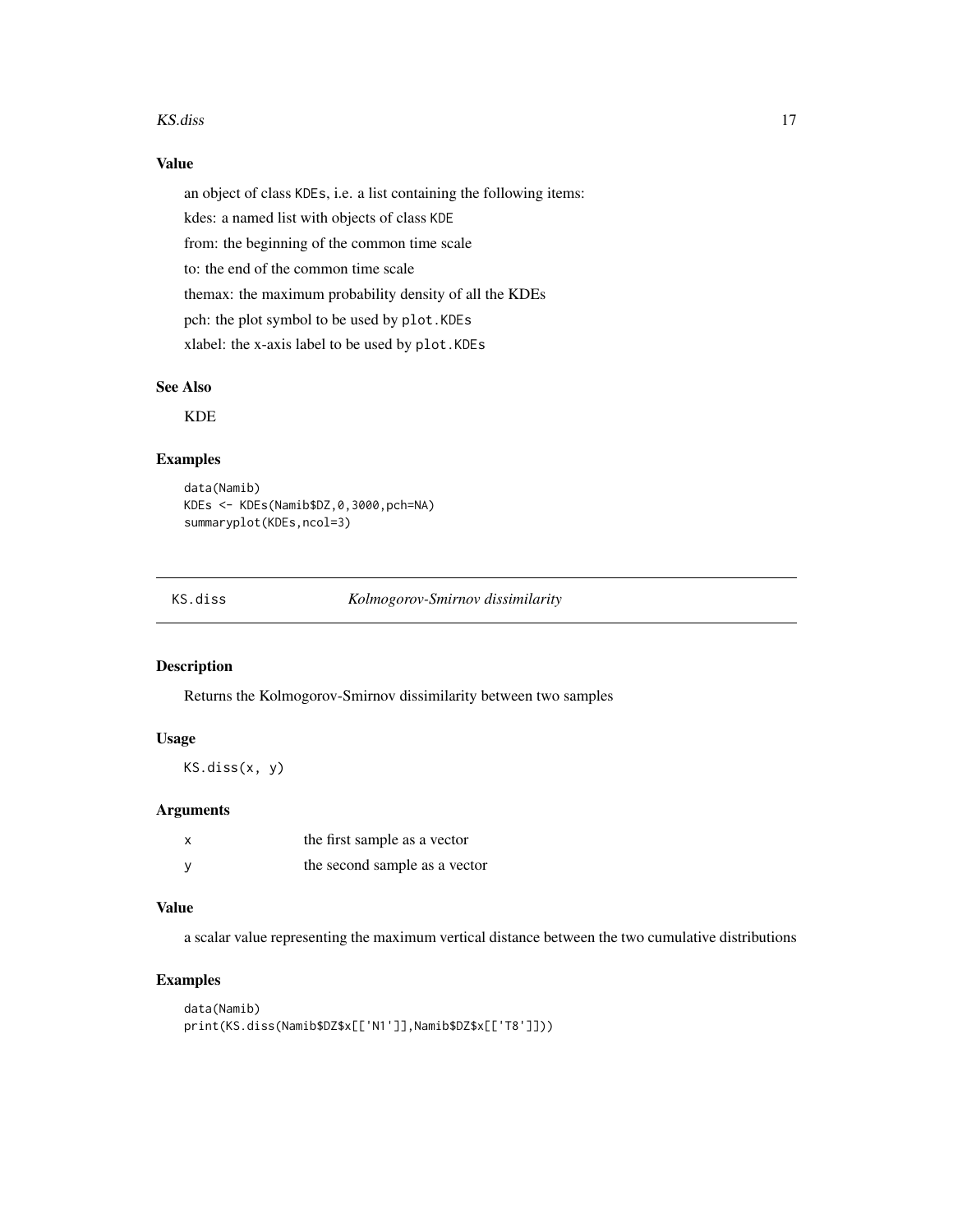### Value

an object of class KDEs, i.e. a list containing the following items:

kdes: a named list with objects of class KDE

from: the beginning of the common time scale

to: the end of the common time scale

themax: the maximum probability density of all the KDEs

pch: the plot symbol to be used by plot.KDEs

xlabel: the x-axis label to be used by plot.KDEs

### See Also

KDE

### Examples

```
data(Namib)
KDEs <- KDEs(Namib$DZ,0,3000,pch=NA)
summaryplot(KDEs,ncol=3)
```

---

## KS.diss *Kolmogorov-Smirnov dissimilarity*

### Description

Returns the Kolmogorov-Smirnov dissimilarity between two samples

### Usage

```
KS.diss(x, y)
```

### Arguments

| | |
|---|---|
| x | the first sample as a vector |
| y | the second sample as a vector |

### Value

a scalar value representing the maximum vertical distance between the two cumulative distributions

### Examples

```
data(Namib)
print(KS.diss(Namib$DZ$x[['N1']],Namib$DZ$x[['T8']]))
```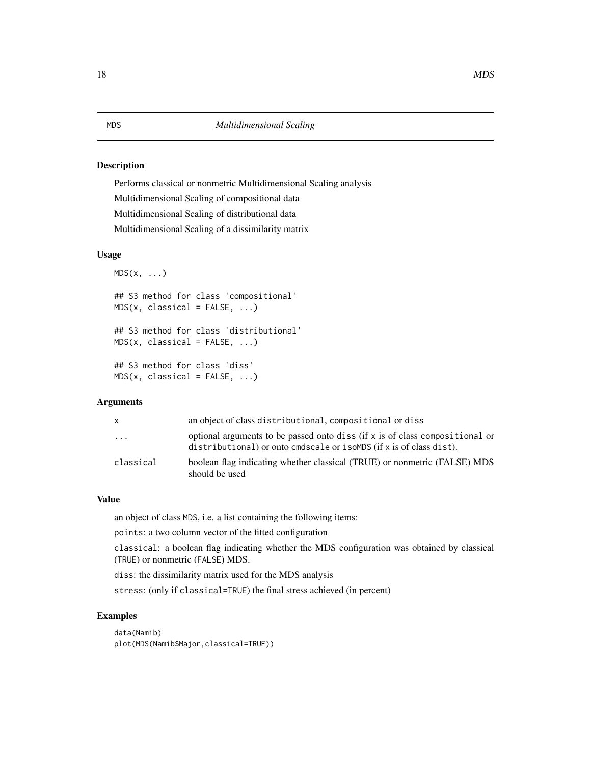# MDS — *Multidimensional Scaling*

## Description

Performs classical or nonmetric Multidimensional Scaling analysis

Multidimensional Scaling of compositional data

Multidimensional Scaling of distributional data

Multidimensional Scaling of a dissimilarity matrix

## Usage

```
MDS(x, ...)

## S3 method for class 'compositional'
MDS(x, classical = FALSE, ...)

## S3 method for class 'distributional'
MDS(x, classical = FALSE, ...)

## S3 method for class 'diss'
MDS(x, classical = FALSE, ...)
```

## Arguments

| | |
|---|---|
| x | an object of class distributional, compositional or diss |
| ... | optional arguments to be passed onto diss (if x is of class compositional or distributional) or onto cmdscale or isoMDS (if x is of class dist). |
| classical | boolean flag indicating whether classical (TRUE) or nonmetric (FALSE) MDS should be used |

## Value

an object of class MDS, i.e. a list containing the following items:

points: a two column vector of the fitted configuration

classical: a boolean flag indicating whether the MDS configuration was obtained by classical (TRUE) or nonmetric (FALSE) MDS.

diss: the dissimilarity matrix used for the MDS analysis

stress: (only if classical=TRUE) the final stress achieved (in percent)

## Examples

```
data(Namib)
plot(MDS(Namib$Major,classical=TRUE))
```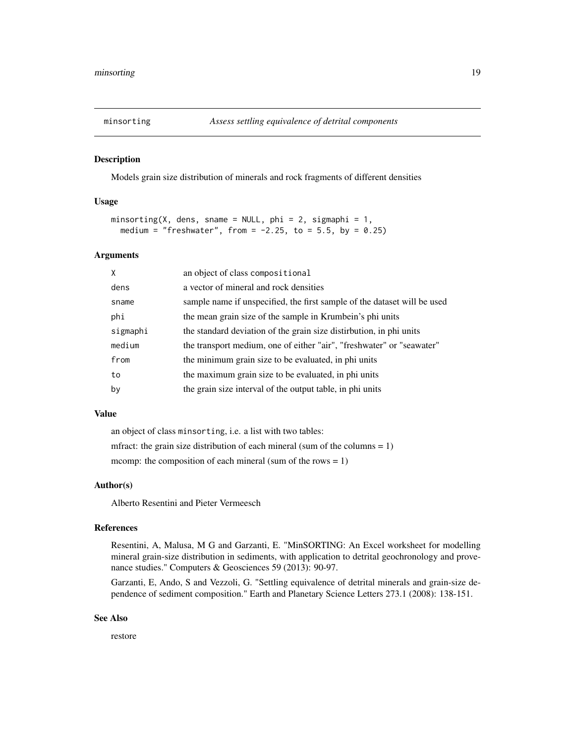minsorting *Assess settling equivalence of detrital components*

## Description

Models grain size distribution of minerals and rock fragments of different densities

## Usage

```
minsorting(X, dens, sname = NULL, phi = 2, sigmaphi = 1,
  medium = "freshwater", from = -2.25, to = 5.5, by = 0.25)
```

## Arguments

| | |
|---|---|
| X | an object of class compositional |
| dens | a vector of mineral and rock densities |
| sname | sample name if unspecified, the first sample of the dataset will be used |
| phi | the mean grain size of the sample in Krumbein's phi units |
| sigmaphi | the standard deviation of the grain size distirbution, in phi units |
| medium | the transport medium, one of either "air", "freshwater" or "seawater" |
| from | the minimum grain size to be evaluated, in phi units |
| to | the maximum grain size to be evaluated, in phi units |
| by | the grain size interval of the output table, in phi units |

## Value

an object of class minsorting, i.e. a list with two tables:

mfract: the grain size distribution of each mineral (sum of the columns = 1)

mcomp: the composition of each mineral (sum of the rows = 1)

## Author(s)

Alberto Resentini and Pieter Vermeesch

## References

Resentini, A, Malusa, M G and Garzanti, E. "MinSORTING: An Excel worksheet for modelling mineral grain-size distribution in sediments, with application to detrital geochronology and provenance studies." Computers & Geosciences 59 (2013): 90-97.

Garzanti, E, Ando, S and Vezzoli, G. "Settling equivalence of detrital minerals and grain-size dependence of sediment composition." Earth and Planetary Science Letters 273.1 (2008): 138-151.

## See Also

restore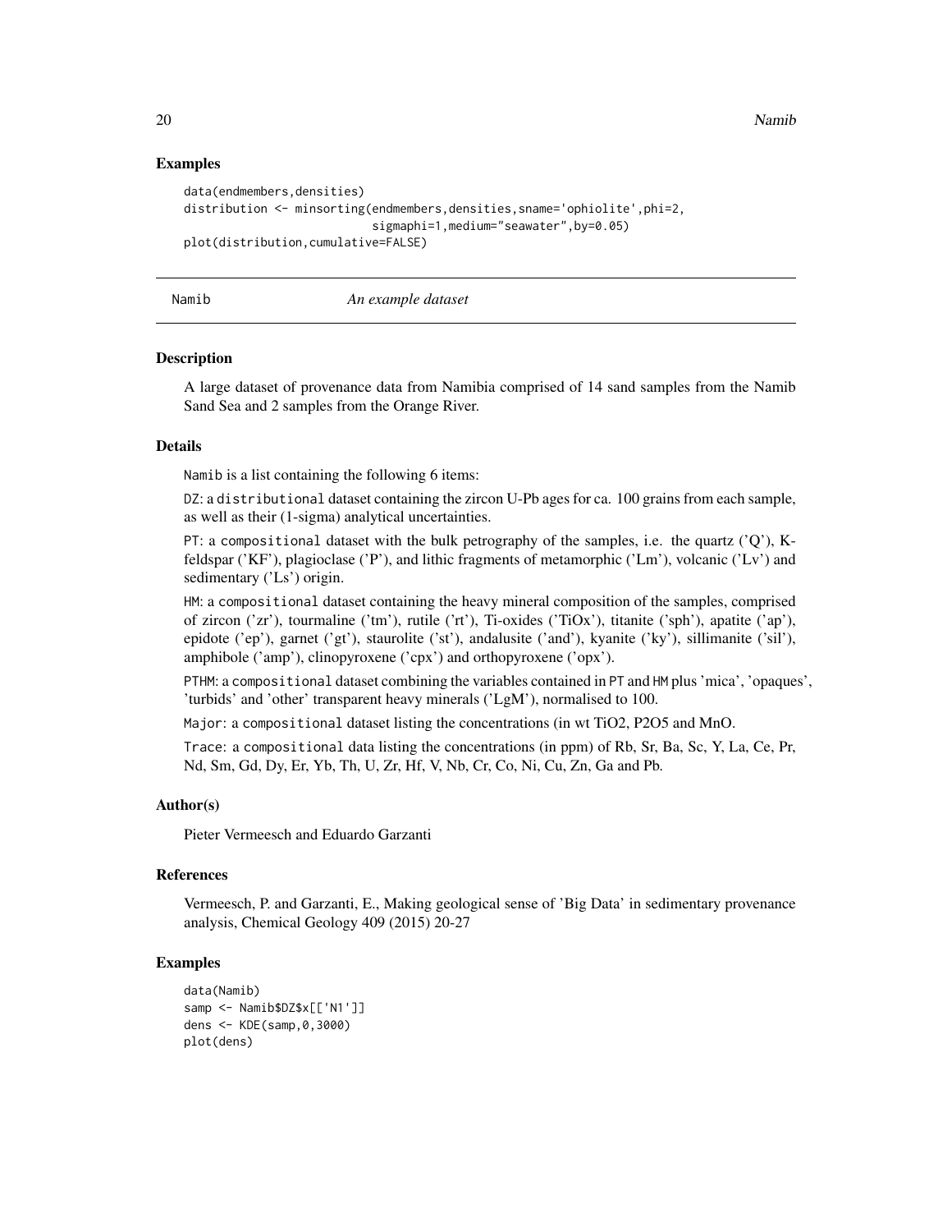## Examples

```
data(endmembers,densities)
distribution <- minsorting(endmembers,densities,sname='ophiolite',phi=2,
                           sigmaphi=1,medium="seawater",by=0.05)
plot(distribution,cumulative=FALSE)
```

---

Namib *An example dataset*

---

### Description

A large dataset of provenance data from Namibia comprised of 14 sand samples from the Namib Sand Sea and 2 samples from the Orange River.

### Details

Namib is a list containing the following 6 items:

DZ: a distributional dataset containing the zircon U-Pb ages for ca. 100 grains from each sample, as well as their (1-sigma) analytical uncertainties.

PT: a compositional dataset with the bulk petrography of the samples, i.e. the quartz ('Q'), K-feldspar ('KF'), plagioclase ('P'), and lithic fragments of metamorphic ('Lm'), volcanic ('Lv') and sedimentary ('Ls') origin.

HM: a compositional dataset containing the heavy mineral composition of the samples, comprised of zircon ('zr'), tourmaline ('tm'), rutile ('rt'), Ti-oxides ('TiOx'), titanite ('sph'), apatite ('ap'), epidote ('ep'), garnet ('gt'), staurolite ('st'), andalusite ('and'), kyanite ('ky'), sillimanite ('sil'), amphibole ('amp'), clinopyroxene ('cpx') and orthopyroxene ('opx').

PTHM: a compositional dataset combining the variables contained in PT and HM plus 'mica', 'opaques', 'turbids' and 'other' transparent heavy minerals ('LgM'), normalised to 100.

Major: a compositional dataset listing the concentrations (in wt TiO2, P2O5 and MnO.

Trace: a compositional data listing the concentrations (in ppm) of Rb, Sr, Ba, Sc, Y, La, Ce, Pr, Nd, Sm, Gd, Dy, Er, Yb, Th, U, Zr, Hf, V, Nb, Cr, Co, Ni, Cu, Zn, Ga and Pb.

### Author(s)

Pieter Vermeesch and Eduardo Garzanti

### References

Vermeesch, P. and Garzanti, E., Making geological sense of 'Big Data' in sedimentary provenance analysis, Chemical Geology 409 (2015) 20-27

### Examples

```
data(Namib)
samp <- Namib$DZ$x[['N1']]
dens <- KDE(samp,0,3000)
plot(dens)
```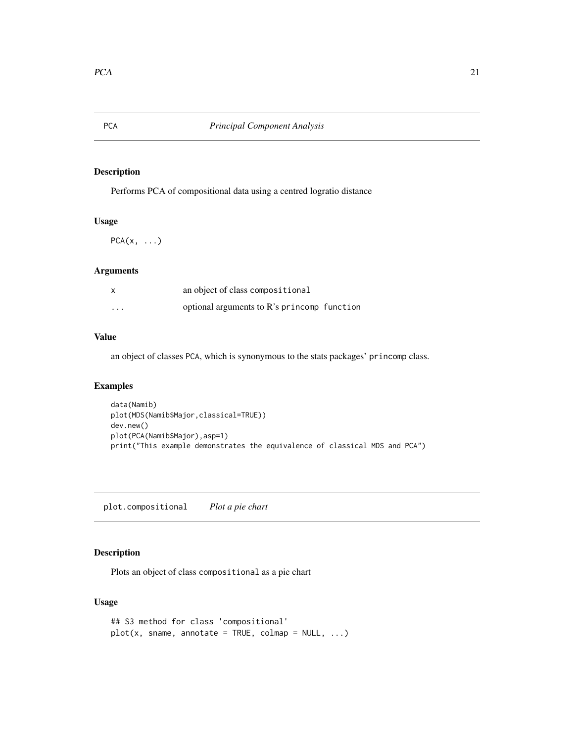## PCA *Principal Component Analysis*

### Description

Performs PCA of compositional data using a centred logratio distance

### Usage

```
PCA(x, ...)
```

### Arguments

| | |
|---|---|
| x | an object of class `compositional` |
| ... | optional arguments to R's `princomp function` |

### Value

an object of classes `PCA`, which is synonymous to the stats packages' `princomp` class.

### Examples

```
data(Namib)
plot(MDS(Namib$Major,classical=TRUE))
dev.new()
plot(PCA(Namib$Major),asp=1)
print("This example demonstrates the equivalence of classical MDS and PCA")
```

## plot.compositional *Plot a pie chart*

### Description

Plots an object of class `compositional` as a pie chart

### Usage

```
## S3 method for class 'compositional'
plot(x, sname, annotate = TRUE, colmap = NULL, ...)
```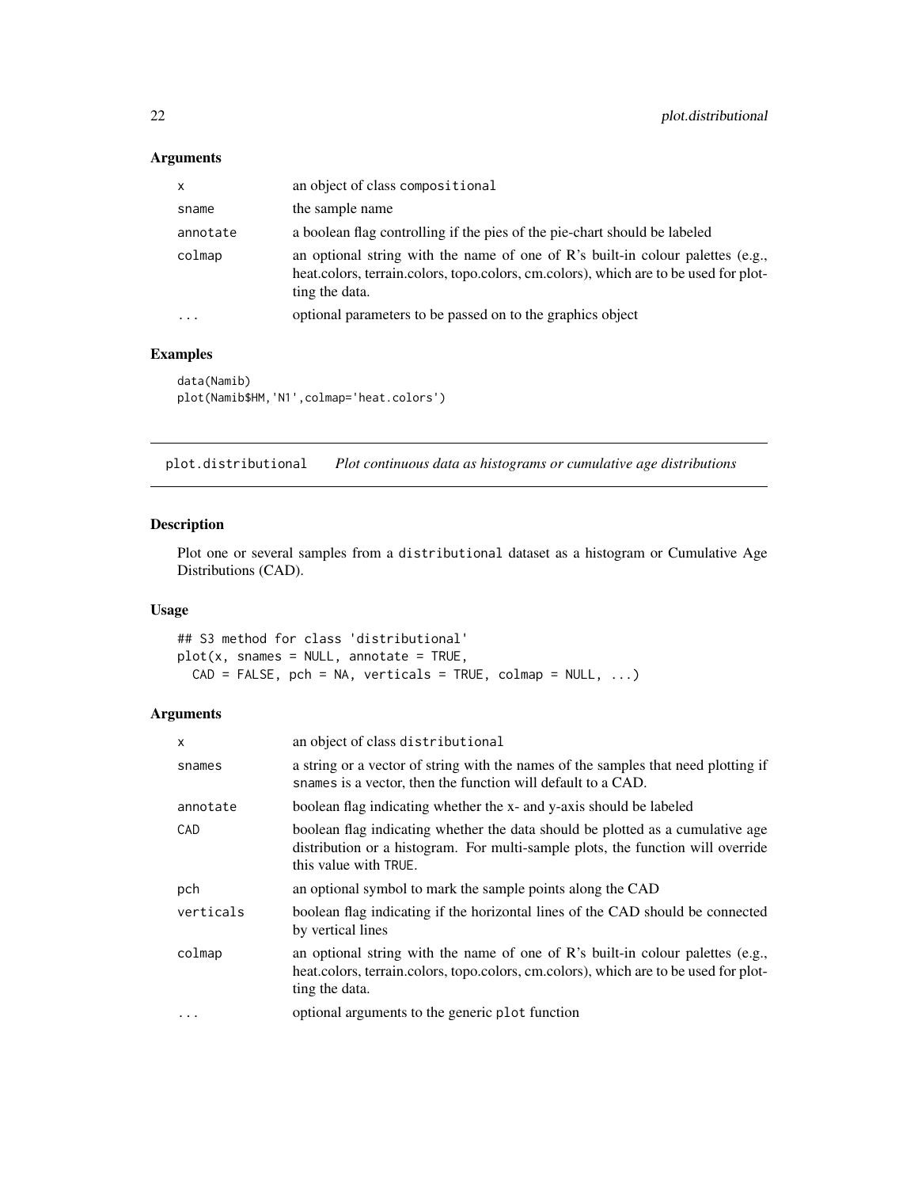### Arguments

| | |
|---|---|
| `x` | an object of class `compositional` |
| `sname` | the sample name |
| `annotate` | a boolean flag controlling if the pies of the pie-chart should be labeled |
| `colmap` | an optional string with the name of one of R's built-in colour palettes (e.g., heat.colors, terrain.colors, topo.colors, cm.colors), which are to be used for plotting the data. |
| `...` | optional parameters to be passed on to the graphics object |

### Examples

```
data(Namib)
plot(Namib$HM,'N1',colmap='heat.colors')
```

---

## plot.distributional — *Plot continuous data as histograms or cumulative age distributions*

### Description

Plot one or several samples from a `distributional` dataset as a histogram or Cumulative Age Distributions (CAD).

### Usage

```
## S3 method for class 'distributional'
plot(x, snames = NULL, annotate = TRUE,
  CAD = FALSE, pch = NA, verticals = TRUE, colmap = NULL, ...)
```

### Arguments

| | |
|---|---|
| `x` | an object of class `distributional` |
| `snames` | a string or a vector of string with the names of the samples that need plotting if `snames` is a vector, then the function will default to a CAD. |
| `annotate` | boolean flag indicating whether the x- and y-axis should be labeled |
| `CAD` | boolean flag indicating whether the data should be plotted as a cumulative age distribution or a histogram. For multi-sample plots, the function will override this value with `TRUE`. |
| `pch` | an optional symbol to mark the sample points along the CAD |
| `verticals` | boolean flag indicating if the horizontal lines of the CAD should be connected by vertical lines |
| `colmap` | an optional string with the name of one of R's built-in colour palettes (e.g., heat.colors, terrain.colors, topo.colors, cm.colors), which are to be used for plotting the data. |
| `...` | optional arguments to the generic `plot` function |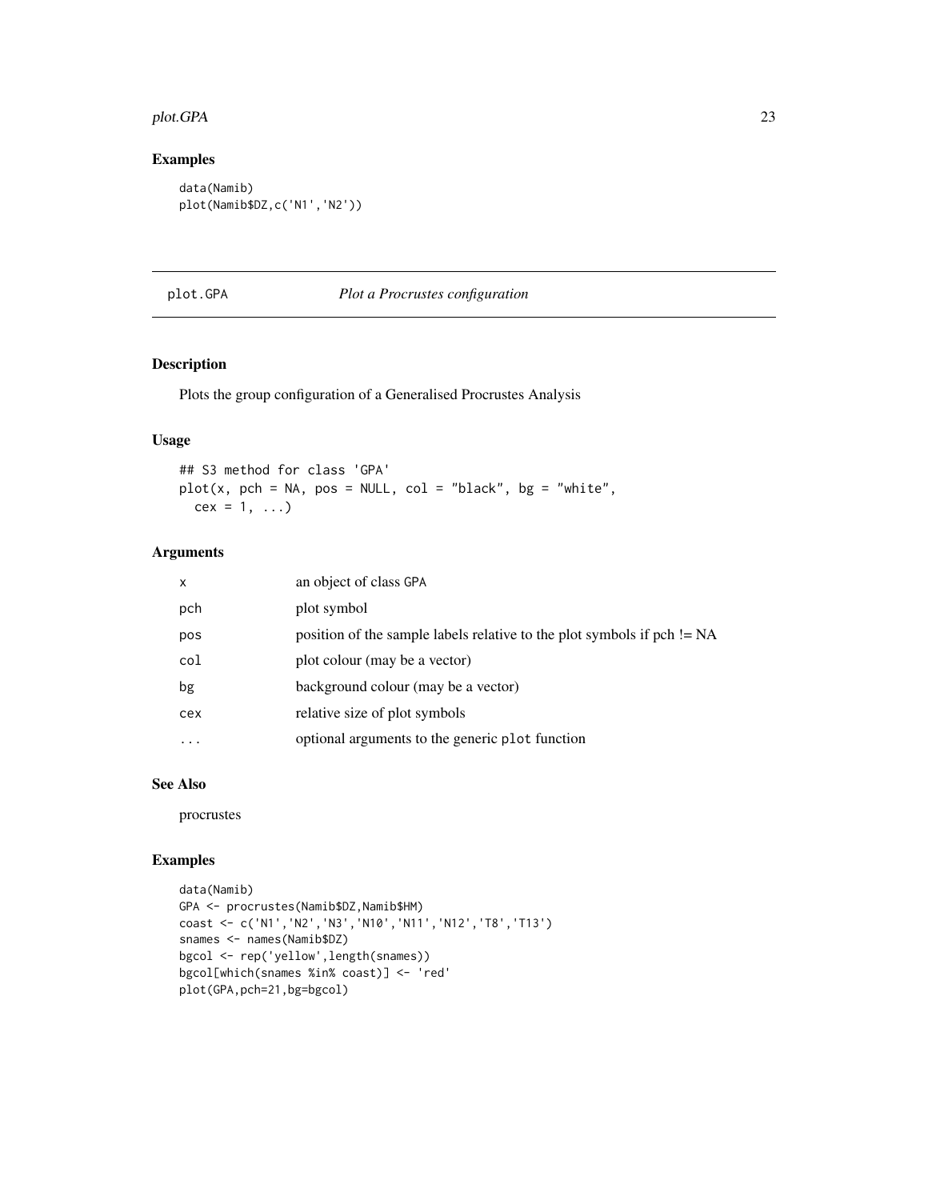## Examples

```
data(Namib)
plot(Namib$DZ,c('N1','N2'))
```

# plot.GPA *Plot a Procrustes configuration*

## Description

Plots the group configuration of a Generalised Procrustes Analysis

## Usage

```
## S3 method for class 'GPA'
plot(x, pch = NA, pos = NULL, col = "black", bg = "white",
  cex = 1, ...)
```

## Arguments

| | |
|---|---|
| x | an object of class GPA |
| pch | plot symbol |
| pos | position of the sample labels relative to the plot symbols if pch != NA |
| col | plot colour (may be a vector) |
| bg | background colour (may be a vector) |
| cex | relative size of plot symbols |
| ... | optional arguments to the generic plot function |

## See Also

procrustes

## Examples

```
data(Namib)
GPA <- procrustes(Namib$DZ,Namib$HM)
coast <- c('N1','N2','N3','N10','N11','N12','T8','T13')
snames <- names(Namib$DZ)
bgcol <- rep('yellow',length(snames))
bgcol[which(snames %in% coast)] <- 'red'
plot(GPA,pch=21,bg=bgcol)
```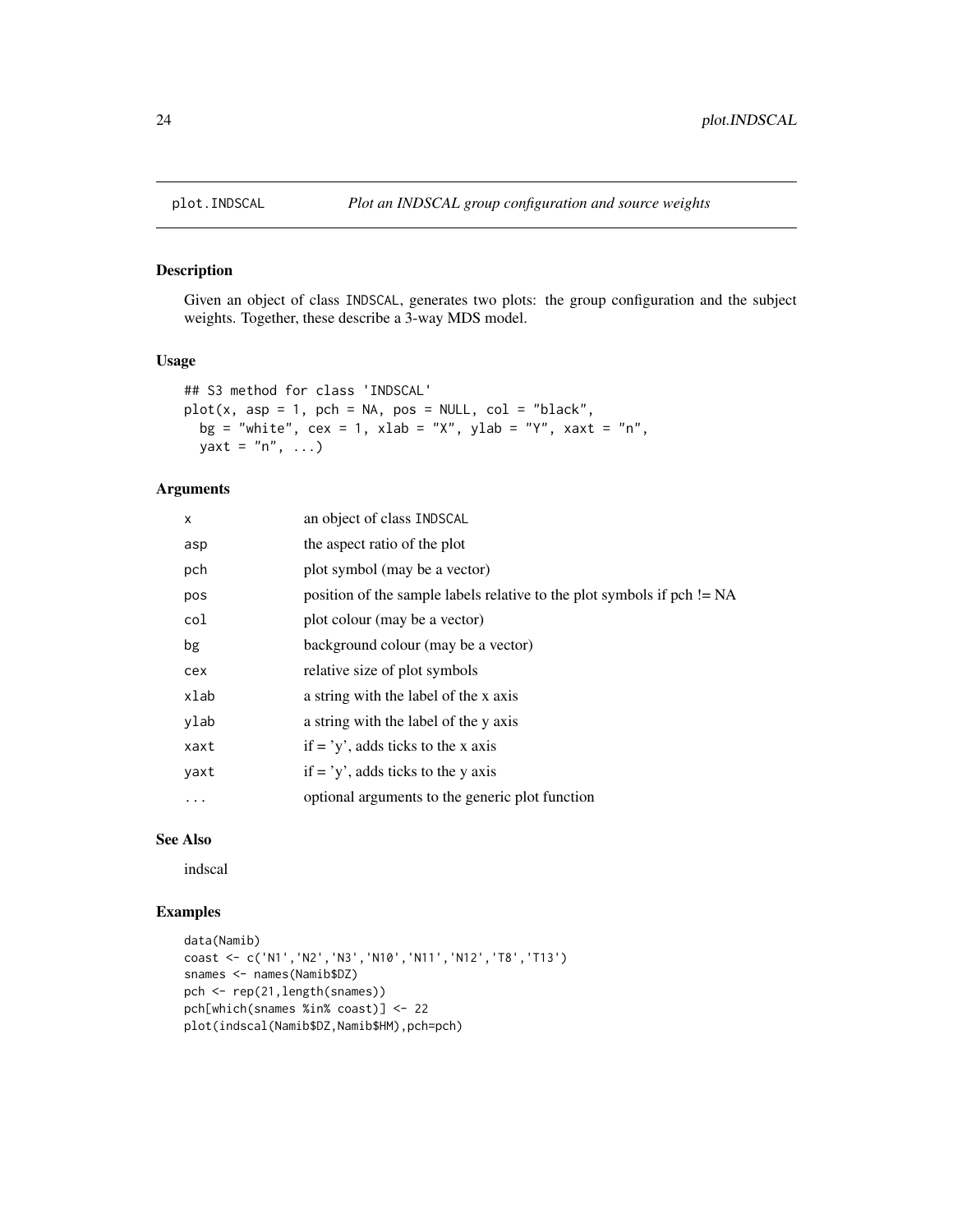## plot.INDSCAL *Plot an INDSCAL group configuration and source weights*

### Description

Given an object of class INDSCAL, generates two plots: the group configuration and the subject weights. Together, these describe a 3-way MDS model.

### Usage

```
## S3 method for class 'INDSCAL'
plot(x, asp = 1, pch = NA, pos = NULL, col = "black",
  bg = "white", cex = 1, xlab = "X", ylab = "Y", xaxt = "n",
  yaxt = "n", ...)
```

### Arguments

| | |
|---|---|
| x | an object of class INDSCAL |
| asp | the aspect ratio of the plot |
| pch | plot symbol (may be a vector) |
| pos | position of the sample labels relative to the plot symbols if pch != NA |
| col | plot colour (may be a vector) |
| bg | background colour (may be a vector) |
| cex | relative size of plot symbols |
| xlab | a string with the label of the x axis |
| ylab | a string with the label of the y axis |
| xaxt | if = 'y', adds ticks to the x axis |
| yaxt | if = 'y', adds ticks to the y axis |
| ... | optional arguments to the generic plot function |

### See Also

indscal

### Examples

```
data(Namib)
coast <- c('N1','N2','N3','N10','N11','N12','T8','T13')
snames <- names(Namib$DZ)
pch <- rep(21,length(snames))
pch[which(snames %in% coast)] <- 22
plot(indscal(Namib$DZ,Namib$HM),pch=pch)
```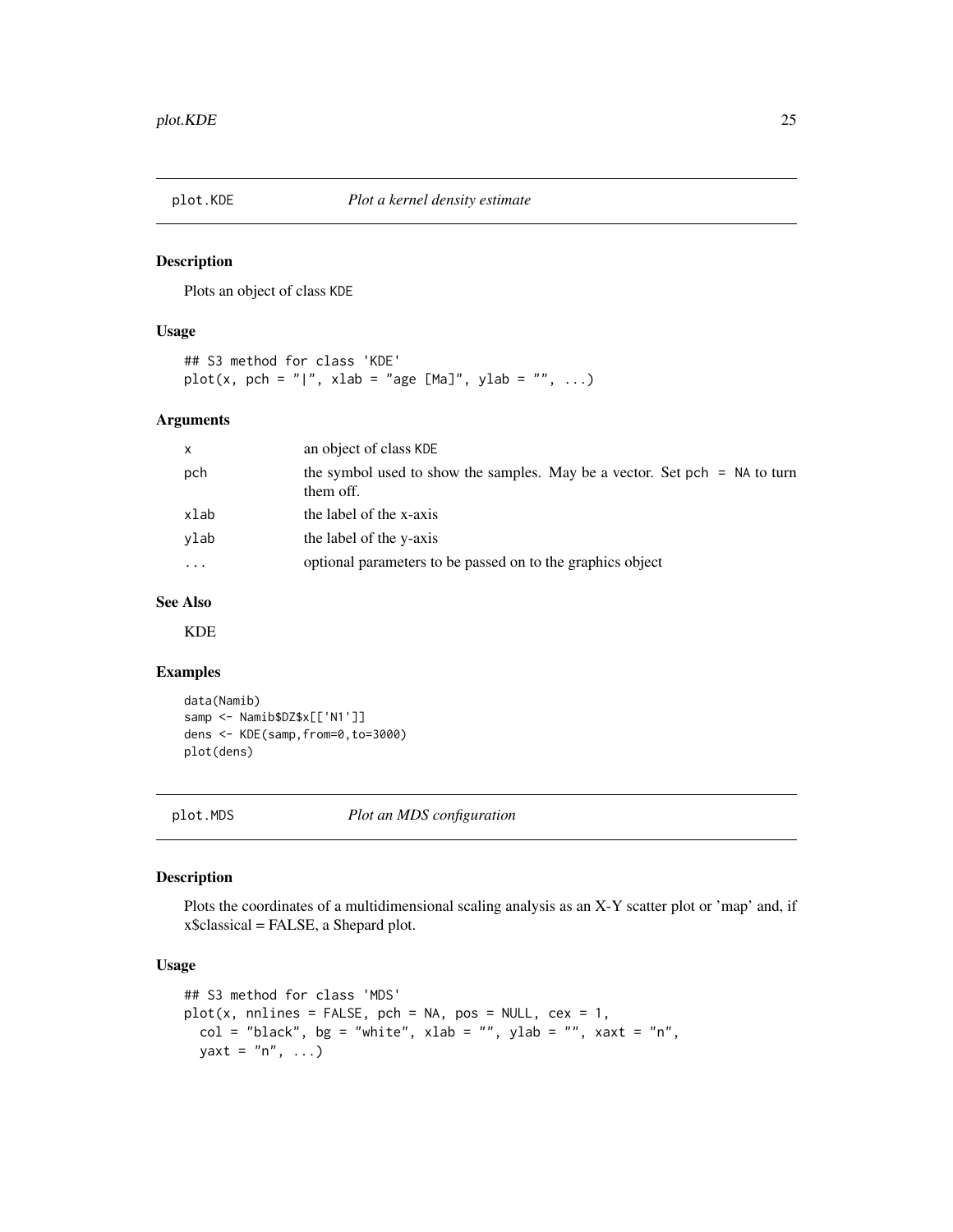## plot.KDE — *Plot a kernel density estimate*

### Description

Plots an object of class KDE

### Usage

```
## S3 method for class 'KDE'
plot(x, pch = "|", xlab = "age [Ma]", ylab = "", ...)
```

### Arguments

| | |
|---|---|
| x | an object of class KDE |
| pch | the symbol used to show the samples. May be a vector. Set pch = NA to turn them off. |
| xlab | the label of the x-axis |
| ylab | the label of the y-axis |
| ... | optional parameters to be passed on to the graphics object |

### See Also

KDE

### Examples

```
data(Namib)
samp <- Namib$DZ$x[['N1']]
dens <- KDE(samp,from=0,to=3000)
plot(dens)
```

## plot.MDS — *Plot an MDS configuration*

### Description

Plots the coordinates of a multidimensional scaling analysis as an X-Y scatter plot or 'map' and, if x$classical = FALSE, a Shepard plot.

### Usage

```
## S3 method for class 'MDS'
plot(x, nnlines = FALSE, pch = NA, pos = NULL, cex = 1,
  col = "black", bg = "white", xlab = "", ylab = "", xaxt = "n",
  yaxt = "n", ...)
```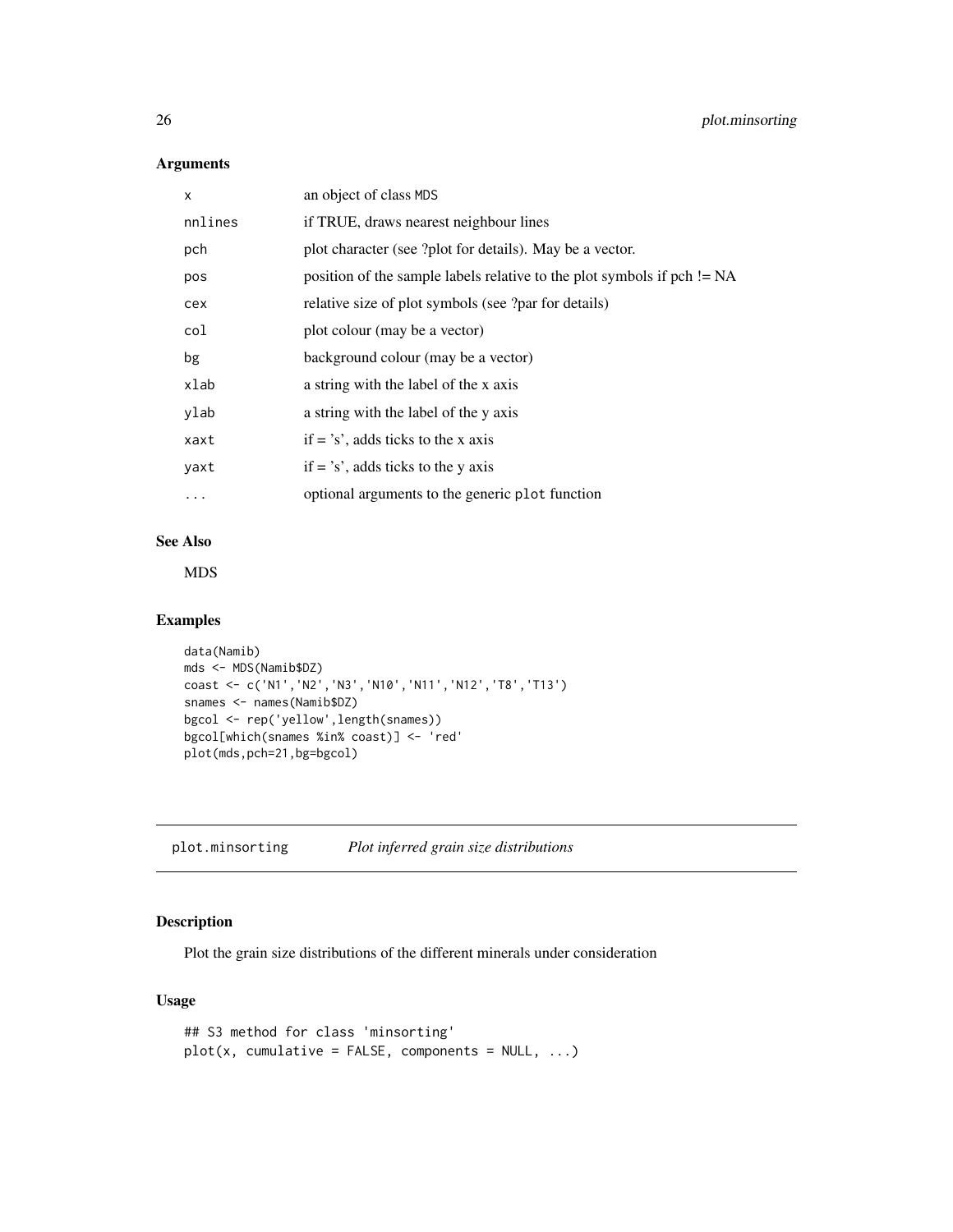## Arguments

| | |
|---|---|
| x | an object of class MDS |
| nnlines | if TRUE, draws nearest neighbour lines |
| pch | plot character (see ?plot for details). May be a vector. |
| pos | position of the sample labels relative to the plot symbols if pch != NA |
| cex | relative size of plot symbols (see ?par for details) |
| col | plot colour (may be a vector) |
| bg | background colour (may be a vector) |
| xlab | a string with the label of the x axis |
| ylab | a string with the label of the y axis |
| xaxt | if = 's', adds ticks to the x axis |
| yaxt | if = 's', adds ticks to the y axis |
| ... | optional arguments to the generic plot function |

## See Also

MDS

## Examples

```
data(Namib)
mds <- MDS(Namib$DZ)
coast <- c('N1','N2','N3','N10','N11','N12','T8','T13')
snames <- names(Namib$DZ)
bgcol <- rep('yellow',length(snames))
bgcol[which(snames %in% coast)] <- 'red'
plot(mds,pch=21,bg=bgcol)
```

# plot.minsorting *Plot inferred grain size distributions*

## Description

Plot the grain size distributions of the different minerals under consideration

## Usage

```
## S3 method for class 'minsorting'
plot(x, cumulative = FALSE, components = NULL, ...)
```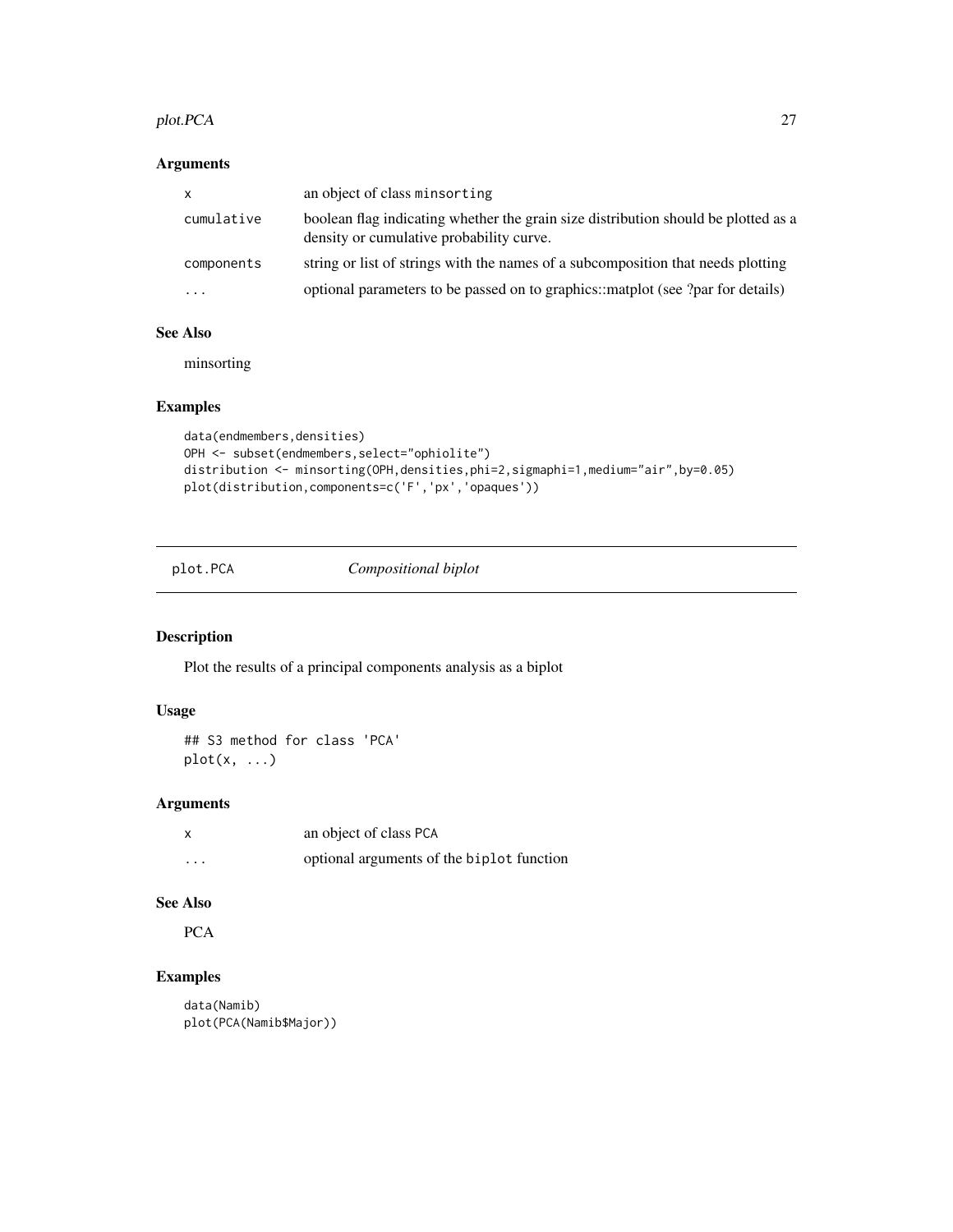### Arguments

| | |
|---|---|
| `x` | an object of class `minsorting` |
| `cumulative` | boolean flag indicating whether the grain size distribution should be plotted as a density or cumulative probability curve. |
| `components` | string or list of strings with the names of a subcomposition that needs plotting |
| `...` | optional parameters to be passed on to graphics::matplot (see ?par for details) |

### See Also

minsorting

### Examples

```
data(endmembers,densities)
OPH <- subset(endmembers,select="ophiolite")
distribution <- minsorting(OPH,densities,phi=2,sigmaphi=1,medium="air",by=0.05)
plot(distribution,components=c('F','px','opaques'))
```

---

## `plot.PCA` *Compositional biplot*

### Description

Plot the results of a principal components analysis as a biplot

### Usage

```
## S3 method for class 'PCA'
plot(x, ...)
```

### Arguments

| | |
|---|---|
| `x` | an object of class `PCA` |
| `...` | optional arguments of the `biplot` function |

### See Also

PCA

### Examples

```
data(Namib)
plot(PCA(Namib$Major))
```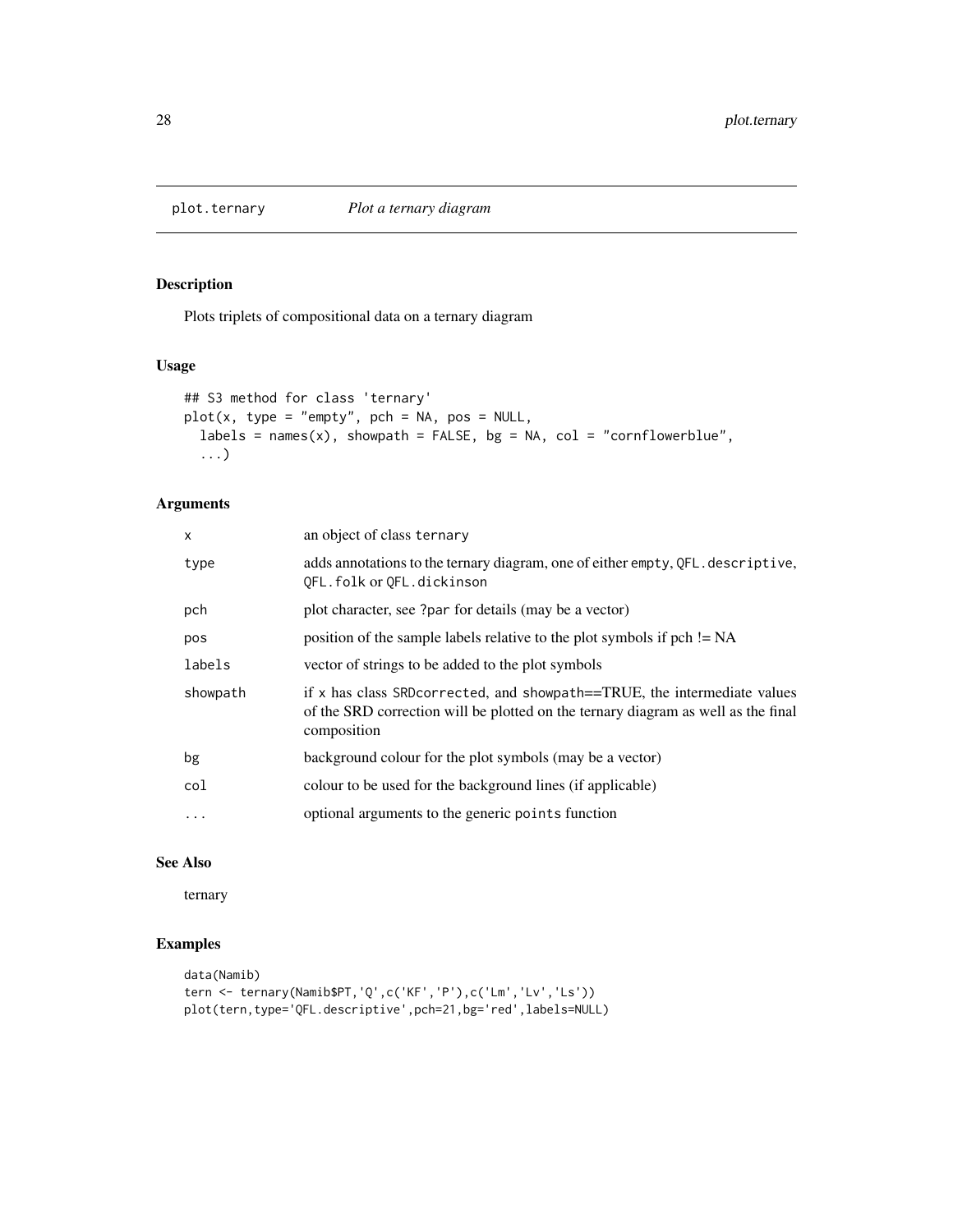# plot.ternary — *Plot a ternary diagram*

## Description

Plots triplets of compositional data on a ternary diagram

## Usage

```
## S3 method for class 'ternary'
plot(x, type = "empty", pch = NA, pos = NULL,
  labels = names(x), showpath = FALSE, bg = NA, col = "cornflowerblue",
  ...)
```

## Arguments

| | |
|---|---|
| x | an object of class ternary |
| type | adds annotations to the ternary diagram, one of either empty, QFL.descriptive, QFL.folk or QFL.dickinson |
| pch | plot character, see ?par for details (may be a vector) |
| pos | position of the sample labels relative to the plot symbols if pch != NA |
| labels | vector of strings to be added to the plot symbols |
| showpath | if x has class SRDcorrected, and showpath==TRUE, the intermediate values of the SRD correction will be plotted on the ternary diagram as well as the final composition |
| bg | background colour for the plot symbols (may be a vector) |
| col | colour to be used for the background lines (if applicable) |
| ... | optional arguments to the generic points function |

## See Also

ternary

## Examples

```
data(Namib)
tern <- ternary(Namib$PT,'Q',c('KF','P'),c('Lm','Lv','Ls'))
plot(tern,type='QFL.descriptive',pch=21,bg='red',labels=NULL)
```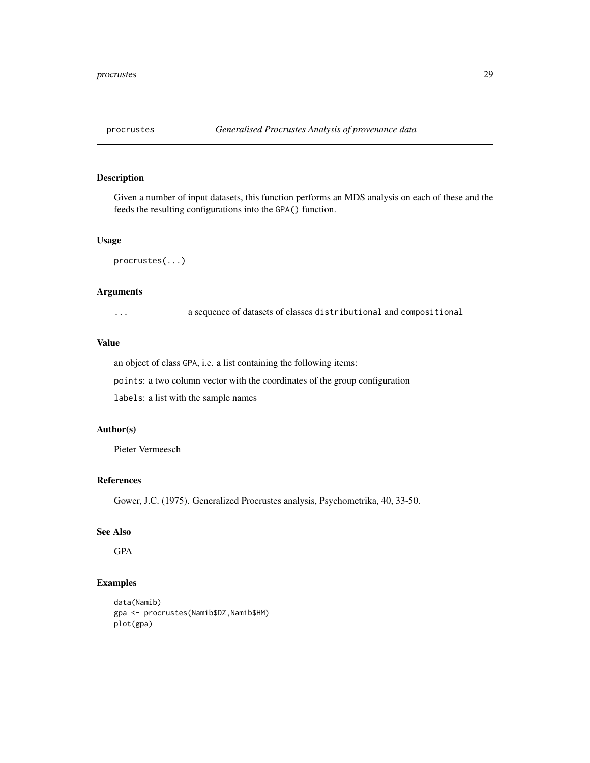## procrustes — *Generalised Procrustes Analysis of provenance data*

### Description

Given a number of input datasets, this function performs an MDS analysis on each of these and the feeds the resulting configurations into the `GPA()` function.

### Usage

```
procrustes(...)
```

### Arguments

| | |
|---|---|
| `...` | a sequence of datasets of classes `distributional` and `compositional` |

### Value

an object of class `GPA`, i.e. a list containing the following items:

`points`: a two column vector with the coordinates of the group configuration

`labels`: a list with the sample names

### Author(s)

Pieter Vermeesch

### References

Gower, J.C. (1975). Generalized Procrustes analysis, Psychometrika, 40, 33-50.

### See Also

GPA

### Examples

```
data(Namib)
gpa <- procrustes(Namib$DZ,Namib$HM)
plot(gpa)
```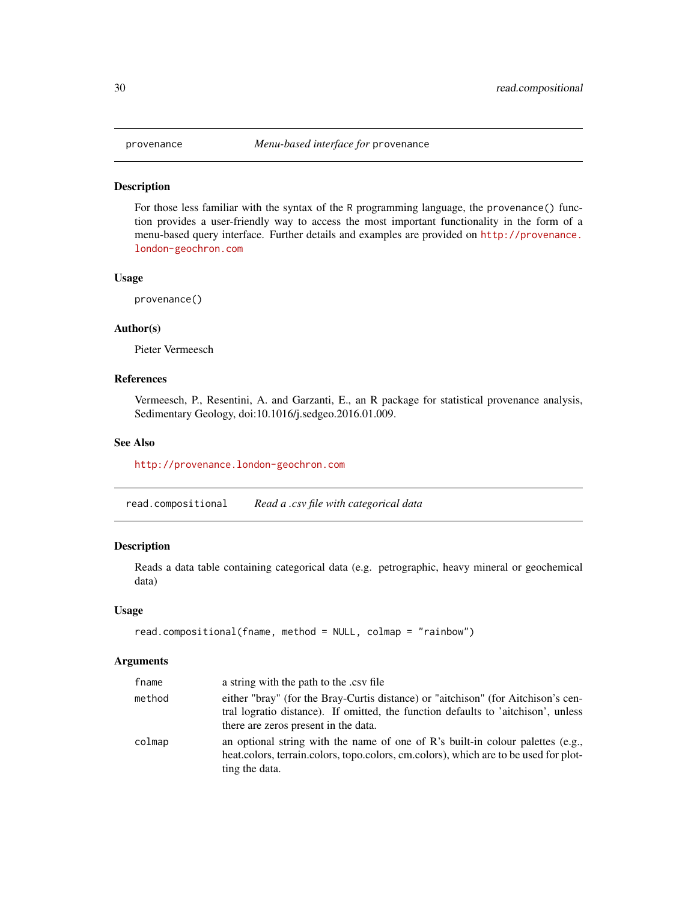## provenance — *Menu-based interface for* provenance

### Description

For those less familiar with the syntax of the R programming language, the `provenance()` function provides a user-friendly way to access the most important functionality in the form of a menu-based query interface. Further details and examples are provided on http://provenance.london-geochron.com

### Usage

```
provenance()
```

### Author(s)

Pieter Vermeesch

### References

Vermeesch, P., Resentini, A. and Garzanti, E., an R package for statistical provenance analysis, Sedimentary Geology, doi:10.1016/j.sedgeo.2016.01.009.

### See Also

http://provenance.london-geochron.com

## read.compositional — *Read a .csv file with categorical data*

### Description

Reads a data table containing categorical data (e.g. petrographic, heavy mineral or geochemical data)

### Usage

```
read.compositional(fname, method = NULL, colmap = "rainbow")
```

### Arguments

| | |
|---|---|
| `fname` | a string with the path to the .csv file |
| `method` | either "bray" (for the Bray-Curtis distance) or "aitchison" (for Aitchison's central logratio distance). If omitted, the function defaults to 'aitchison', unless there are zeros present in the data. |
| `colmap` | an optional string with the name of one of R's built-in colour palettes (e.g., heat.colors, terrain.colors, topo.colors, cm.colors), which are to be used for plotting the data. |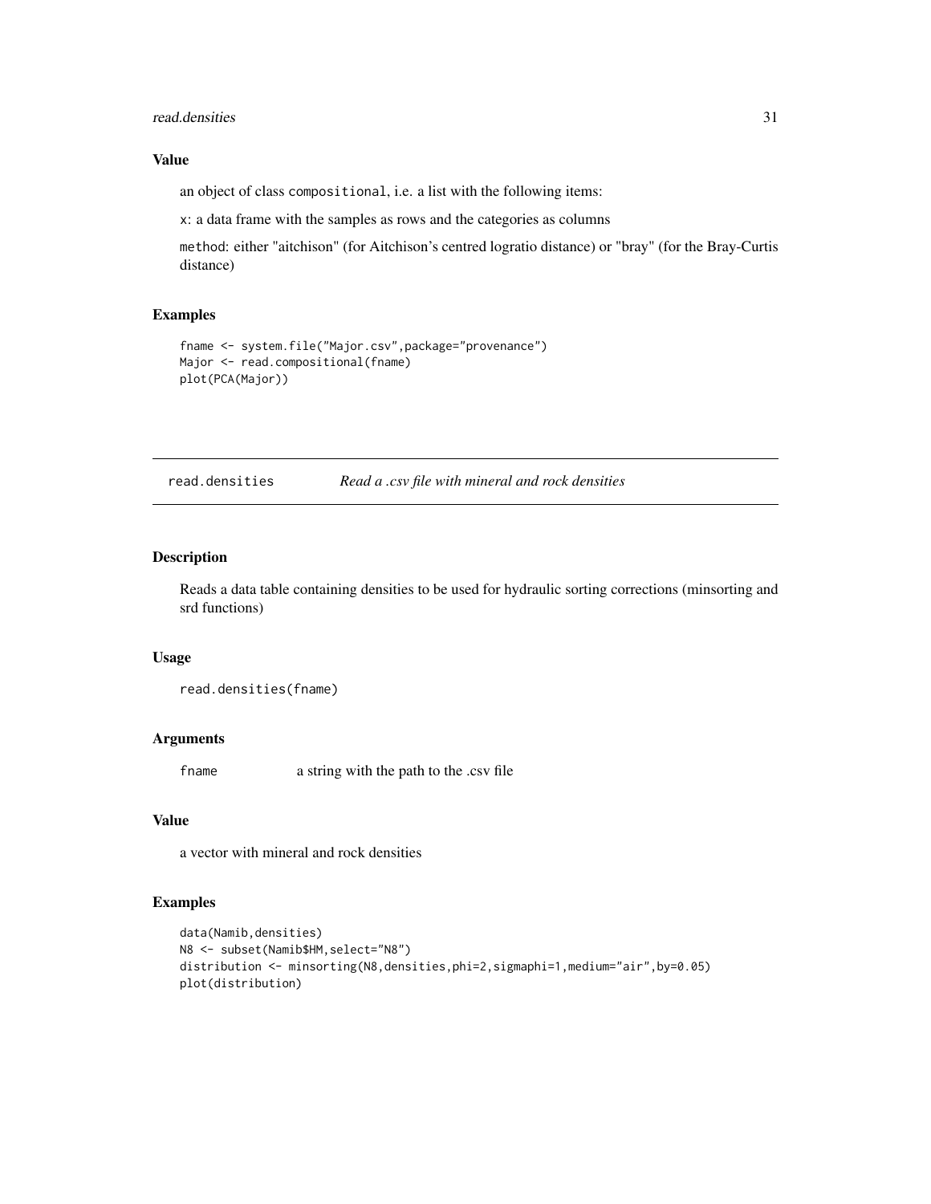### Value

an object of class compositional, i.e. a list with the following items:

x: a data frame with the samples as rows and the categories as columns

method: either "aitchison" (for Aitchison's centred logratio distance) or "bray" (for the Bray-Curtis distance)

### Examples

```
fname <- system.file("Major.csv",package="provenance")
Major <- read.compositional(fname)
plot(PCA(Major))
```

---

## read.densities    *Read a .csv file with mineral and rock densities*

---

### Description

Reads a data table containing densities to be used for hydraulic sorting corrections (minsorting and srd functions)

### Usage

```
read.densities(fname)
```

### Arguments

| | |
|---|---|
| fname | a string with the path to the .csv file |

### Value

a vector with mineral and rock densities

### Examples

```
data(Namib,densities)
N8 <- subset(Namib$HM,select="N8")
distribution <- minsorting(N8,densities,phi=2,sigmaphi=1,medium="air",by=0.05)
plot(distribution)
```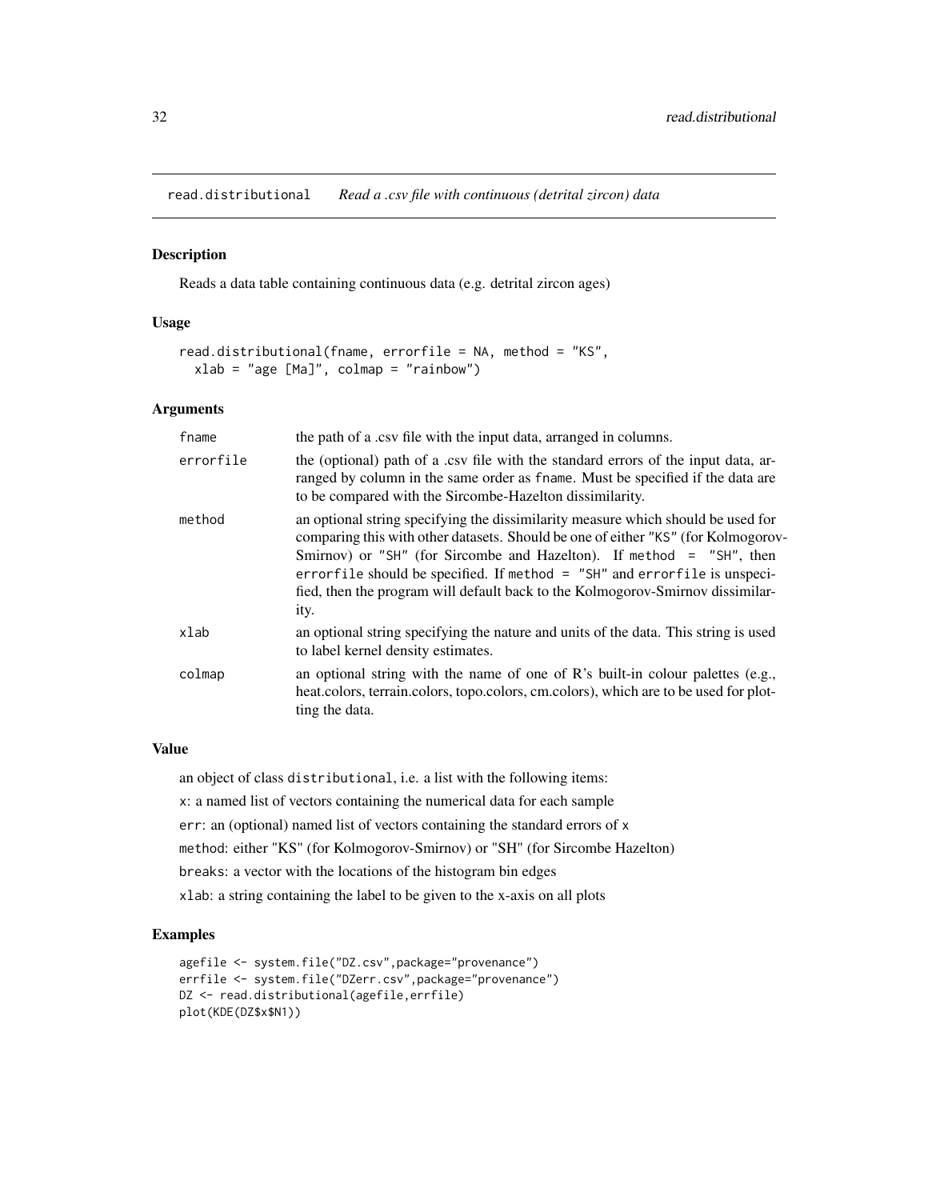read.distributional — *Read a .csv file with continuous (detrital zircon) data*

## Description

Reads a data table containing continuous data (e.g. detrital zircon ages)

## Usage

```
read.distributional(fname, errorfile = NA, method = "KS",
  xlab = "age [Ma]", colmap = "rainbow")
```

## Arguments

| Argument | Description |
| --- | --- |
| fname | the path of a .csv file with the input data, arranged in columns. |
| errorfile | the (optional) path of a .csv file with the standard errors of the input data, arranged by column in the same order as fname. Must be specified if the data are to be compared with the Sircombe-Hazelton dissimilarity. |
| method | an optional string specifying the dissimilarity measure which should be used for comparing this with other datasets. Should be one of either "KS" (for Kolmogorov-Smirnov) or "SH" (for Sircombe and Hazelton). If method = "SH", then errorfile should be specified. If method = "SH" and errorfile is unspecified, then the program will default back to the Kolmogorov-Smirnov dissimilarity. |
| xlab | an optional string specifying the nature and units of the data. This string is used to label kernel density estimates. |
| colmap | an optional string with the name of one of R's built-in colour palettes (e.g., heat.colors, terrain.colors, topo.colors, cm.colors), which are to be used for plotting the data. |

## Value

an object of class distributional, i.e. a list with the following items:

x: a named list of vectors containing the numerical data for each sample

err: an (optional) named list of vectors containing the standard errors of x

method: either "KS" (for Kolmogorov-Smirnov) or "SH" (for Sircombe Hazelton)

breaks: a vector with the locations of the histogram bin edges

xlab: a string containing the label to be given to the x-axis on all plots

## Examples

```
agefile <- system.file("DZ.csv",package="provenance")
errfile <- system.file("DZerr.csv",package="provenance")
DZ <- read.distributional(agefile,errfile)
plot(KDE(DZ$x$N1))
```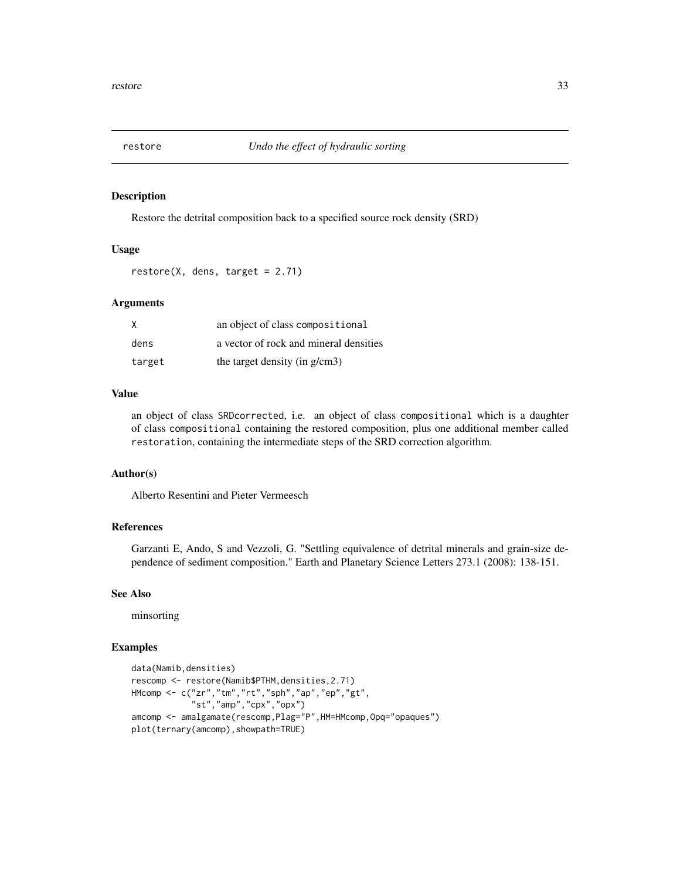## restore — *Undo the effect of hydraulic sorting*

### Description

Restore the detrital composition back to a specified source rock density (SRD)

### Usage

```
restore(X, dens, target = 2.71)
```

### Arguments

| | |
|---|---|
| X | an object of class compositional |
| dens | a vector of rock and mineral densities |
| target | the target density (in g/cm3) |

### Value

an object of class `SRDcorrected`, i.e. an object of class `compositional` which is a daughter of class `compositional` containing the restored composition, plus one additional member called `restoration`, containing the intermediate steps of the SRD correction algorithm.

### Author(s)

Alberto Resentini and Pieter Vermeesch

### References

Garzanti E, Ando, S and Vezzoli, G. "Settling equivalence of detrital minerals and grain-size dependence of sediment composition." Earth and Planetary Science Letters 273.1 (2008): 138-151.

### See Also

minsorting

### Examples

```
data(Namib,densities)
rescomp <- restore(Namib$PTHM,densities,2.71)
HMcomp <- c("zr","tm","rt","sph","ap","ep","gt",
            "st","amp","cpx","opx")
amcomp <- amalgamate(rescomp,Plag="P",HM=HMcomp,Opq="opaques")
plot(ternary(amcomp),showpath=TRUE)
```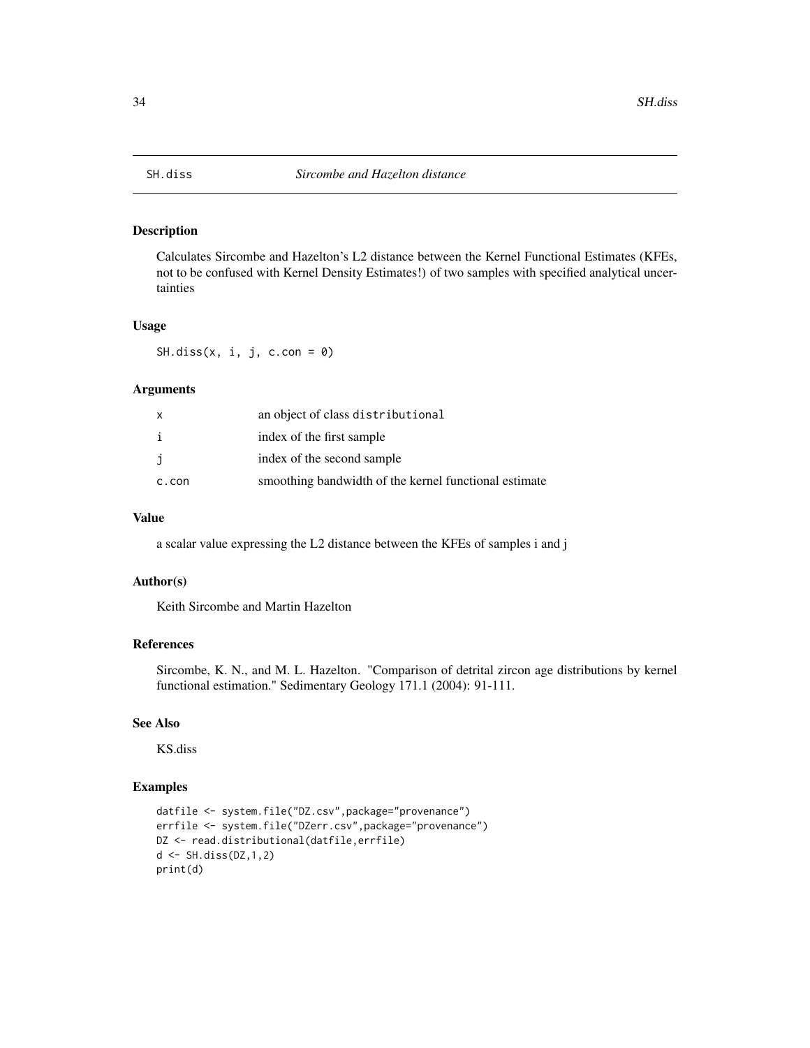## SH.diss *Sircombe and Hazelton distance*

### Description

Calculates Sircombe and Hazelton's L2 distance between the Kernel Functional Estimates (KFEs, not to be confused with Kernel Density Estimates!) of two samples with specified analytical uncertainties

### Usage

```
SH.diss(x, i, j, c.con = 0)
```

### Arguments

| | |
|---|---|
| x | an object of class distributional |
| i | index of the first sample |
| j | index of the second sample |
| c.con | smoothing bandwidth of the kernel functional estimate |

### Value

a scalar value expressing the L2 distance between the KFEs of samples i and j

### Author(s)

Keith Sircombe and Martin Hazelton

### References

Sircombe, K. N., and M. L. Hazelton. "Comparison of detrital zircon age distributions by kernel functional estimation." Sedimentary Geology 171.1 (2004): 91-111.

### See Also

KS.diss

### Examples

```
datfile <- system.file("DZ.csv",package="provenance")
errfile <- system.file("DZerr.csv",package="provenance")
DZ <- read.distributional(datfile,errfile)
d <- SH.diss(DZ,1,2)
print(d)
```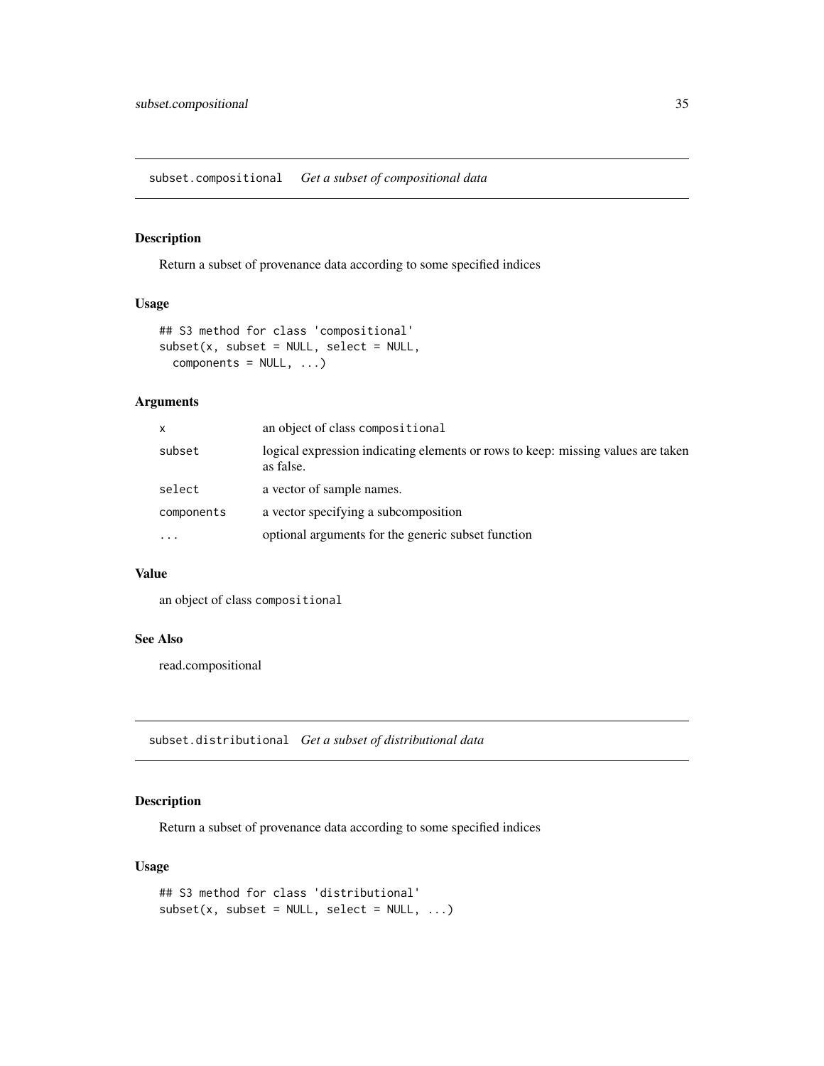## subset.compositional *Get a subset of compositional data*

### Description

Return a subset of provenance data according to some specified indices

### Usage

```
## S3 method for class 'compositional'
subset(x, subset = NULL, select = NULL,
  components = NULL, ...)
```

### Arguments

| | |
|---|---|
| x | an object of class compositional |
| subset | logical expression indicating elements or rows to keep: missing values are taken as false. |
| select | a vector of sample names. |
| components | a vector specifying a subcomposition |
| ... | optional arguments for the generic subset function |

### Value

an object of class compositional

### See Also

read.compositional

## subset.distributional *Get a subset of distributional data*

### Description

Return a subset of provenance data according to some specified indices

### Usage

```
## S3 method for class 'distributional'
subset(x, subset = NULL, select = NULL, ...)
```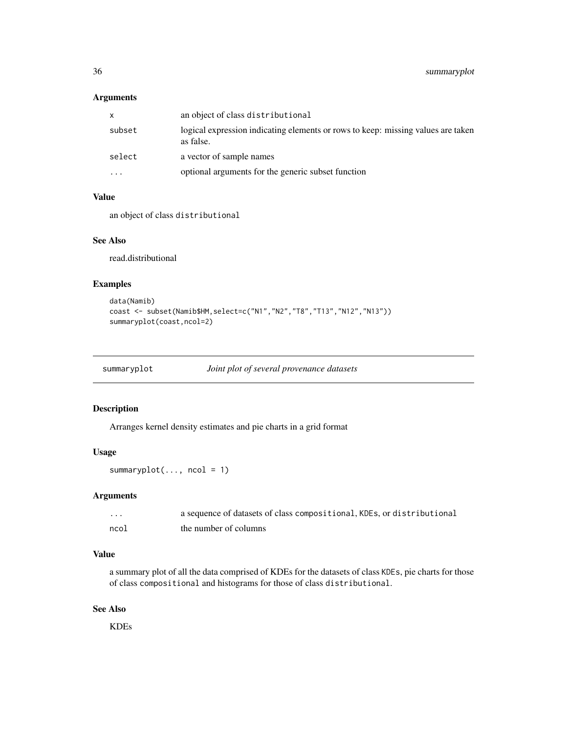### Arguments

| | |
|---|---|
| x | an object of class distributional |
| subset | logical expression indicating elements or rows to keep: missing values are taken as false. |
| select | a vector of sample names |
| ... | optional arguments for the generic subset function |

### Value

an object of class distributional

### See Also

read.distributional

### Examples

```
data(Namib)
coast <- subset(Namib$HM,select=c("N1","N2","T8","T13","N12","N13"))
summaryplot(coast,ncol=2)
```

---

## summaryplot — *Joint plot of several provenance datasets*

### Description

Arranges kernel density estimates and pie charts in a grid format

### Usage

```
summaryplot(..., ncol = 1)
```

### Arguments

| | |
|---|---|
| ... | a sequence of datasets of class compositional, KDEs, or distributional |
| ncol | the number of columns |

### Value

a summary plot of all the data comprised of KDEs for the datasets of class KDEs, pie charts for those of class compositional and histograms for those of class distributional.

### See Also

KDEs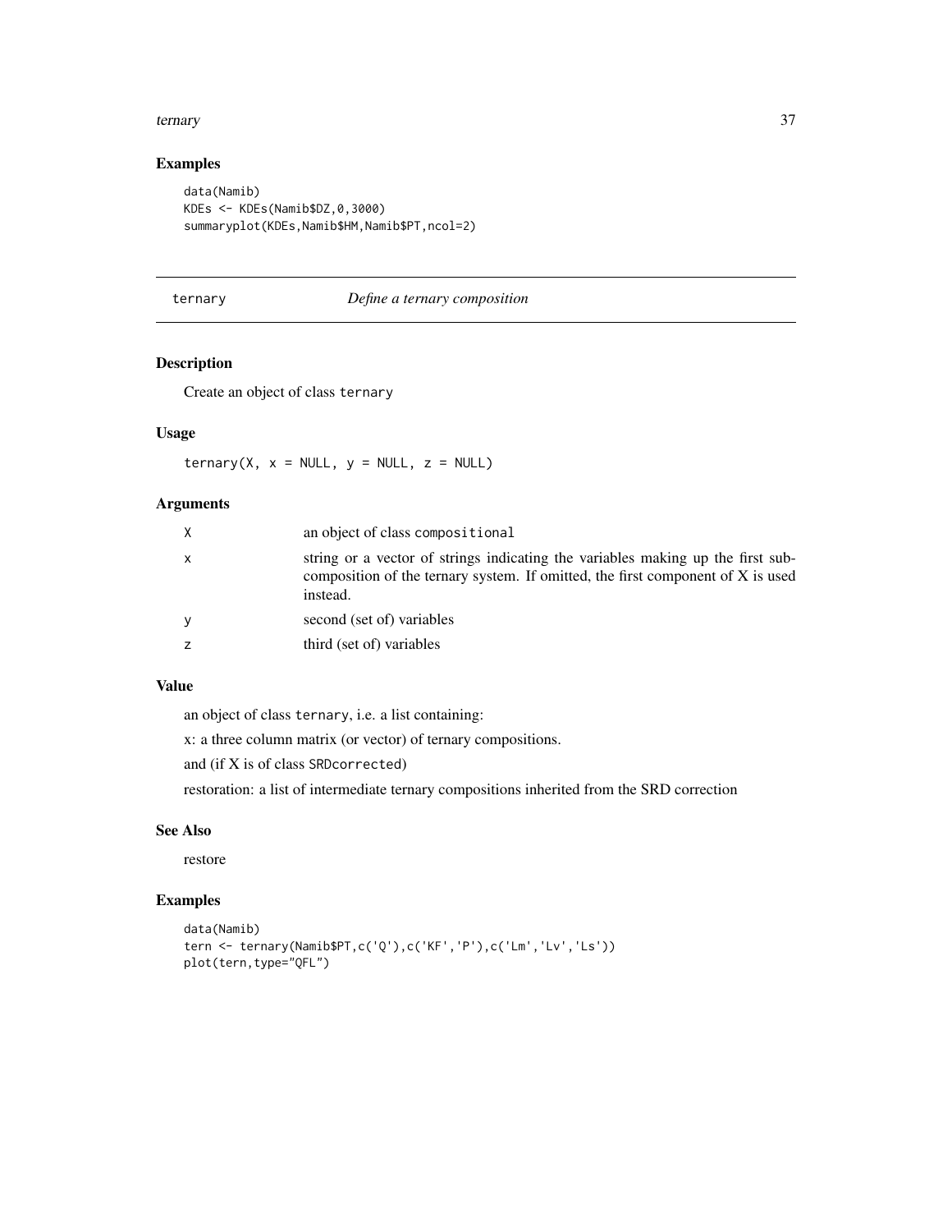## Examples

```
data(Namib)
KDEs <- KDEs(Namib$DZ,0,3000)
summaryplot(KDEs,Namib$HM,Namib$PT,ncol=2)
```

---

# ternary — *Define a ternary composition*

---

### Description

Create an object of class `ternary`

### Usage

```
ternary(X, x = NULL, y = NULL, z = NULL)
```

### Arguments

| | |
|---|---|
| `X` | an object of class `compositional` |
| `x` | string or a vector of strings indicating the variables making up the first subcomposition of the ternary system. If omitted, the first component of X is used instead. |
| `y` | second (set of) variables |
| `z` | third (set of) variables |

### Value

an object of class `ternary`, i.e. a list containing:

x: a three column matrix (or vector) of ternary compositions.

and (if X is of class `SRDcorrected`)

restoration: a list of intermediate ternary compositions inherited from the SRD correction

### See Also

restore

### Examples

```
data(Namib)
tern <- ternary(Namib$PT,c('Q'),c('KF','P'),c('Lm','Lv','Ls'))
plot(tern,type="QFL")
```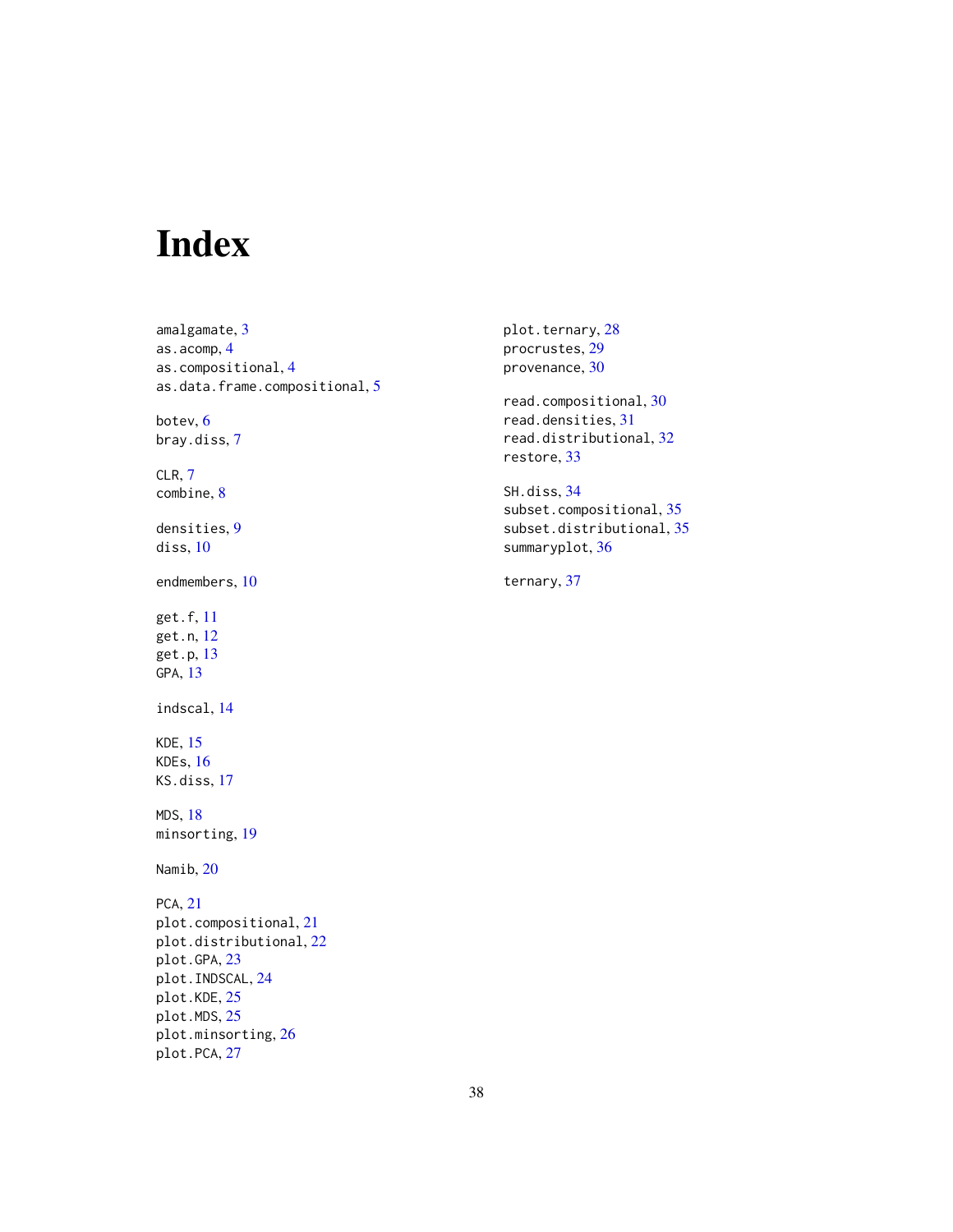# Index

amalgamate, 3
as.acomp, 4
as.compositional, 4
as.data.frame.compositional, 5

botev, 6
bray.diss, 7

CLR, 7
combine, 8

densities, 9
diss, 10

endmembers, 10

get.f, 11
get.n, 12
get.p, 13
GPA, 13

indscal, 14

KDE, 15
KDEs, 16
KS.diss, 17

MDS, 18
minsorting, 19

Namib, 20

PCA, 21
plot.compositional, 21
plot.distributional, 22
plot.GPA, 23
plot.INDSCAL, 24
plot.KDE, 25
plot.MDS, 25
plot.minsorting, 26
plot.PCA, 27
plot.ternary, 28
procrustes, 29
provenance, 30

read.compositional, 30
read.densities, 31
read.distributional, 32
restore, 33

SH.diss, 34
subset.compositional, 35
subset.distributional, 35
summaryplot, 36

ternary, 37